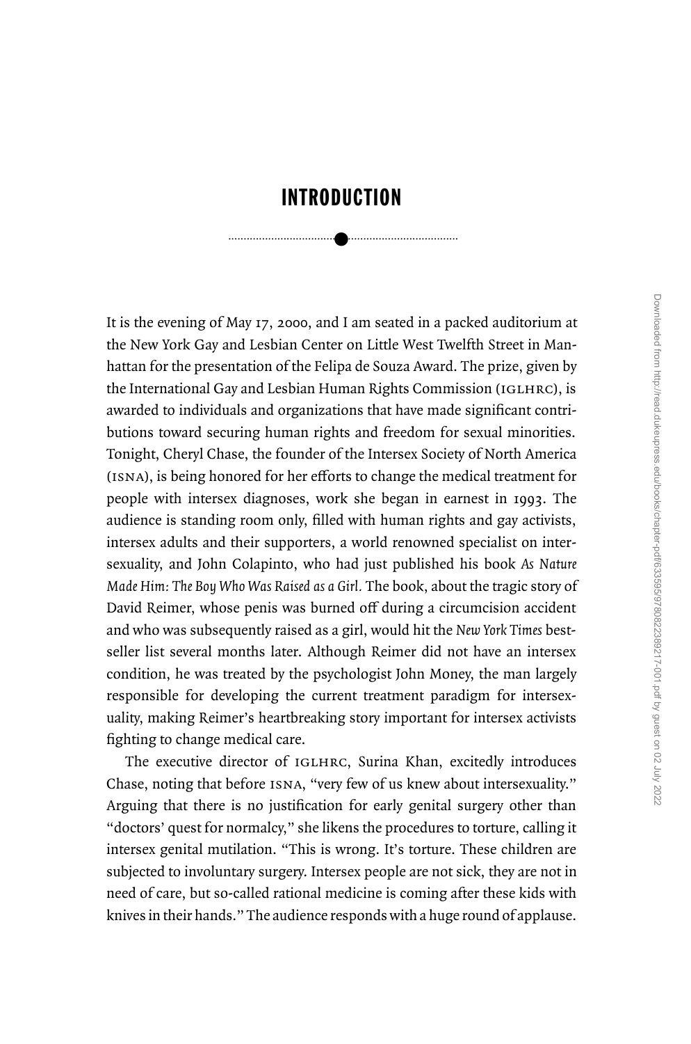# INTRODUCTION

It is the evening of May 17, 2000, and I am seated in a packed auditorium at the New York Gay and Lesbian Center on Little West Twelfth Street in Manhattan for the presentation of the Felipa de Souza Award. The prize, given by the International Gay and Lesbian Human Rights Commission (IGLHRC), is awarded to individuals and organizations that have made significant contributions toward securing human rights and freedom for sexual minorities. Tonight, Cheryl Chase, the founder of the Intersex Society of North America (ISNA), is being honored for her efforts to change the medical treatment for people with intersex diagnoses, work she began in earnest in 1993. The audience is standing room only, filled with human rights and gay activists, intersex adults and their supporters, a world renowned specialist on intersexuality, and John Colapinto, who had just published his book *As Nature Made Him: The Boy Who Was Raised as a Girl.* The book, about the tragic story of David Reimer, whose penis was burned off during a circumcision accident and who was subsequently raised as a girl, would hit the *New York Times* bestseller list several months later. Although Reimer did not have an intersex condition, he was treated by the psychologist John Money, the man largely responsible for developing the current treatment paradigm for intersexuality, making Reimer's heartbreaking story important for intersex activists fighting to change medical care.

The executive director of IGLHRC, Surina Khan, excitedly introduces Chase, noting that before ISNA, "very few of us knew about intersexuality." Arguing that there is no justification for early genital surgery other than "doctors' quest for normalcy," she likens the procedures to torture, calling it intersex genital mutilation. "This is wrong. It's torture. These children are subjected to involuntary surgery. Intersex people are not sick, they are not in need of care, but so-called rational medicine is coming after these kids with knives in their hands." The audience responds with a huge round of applause.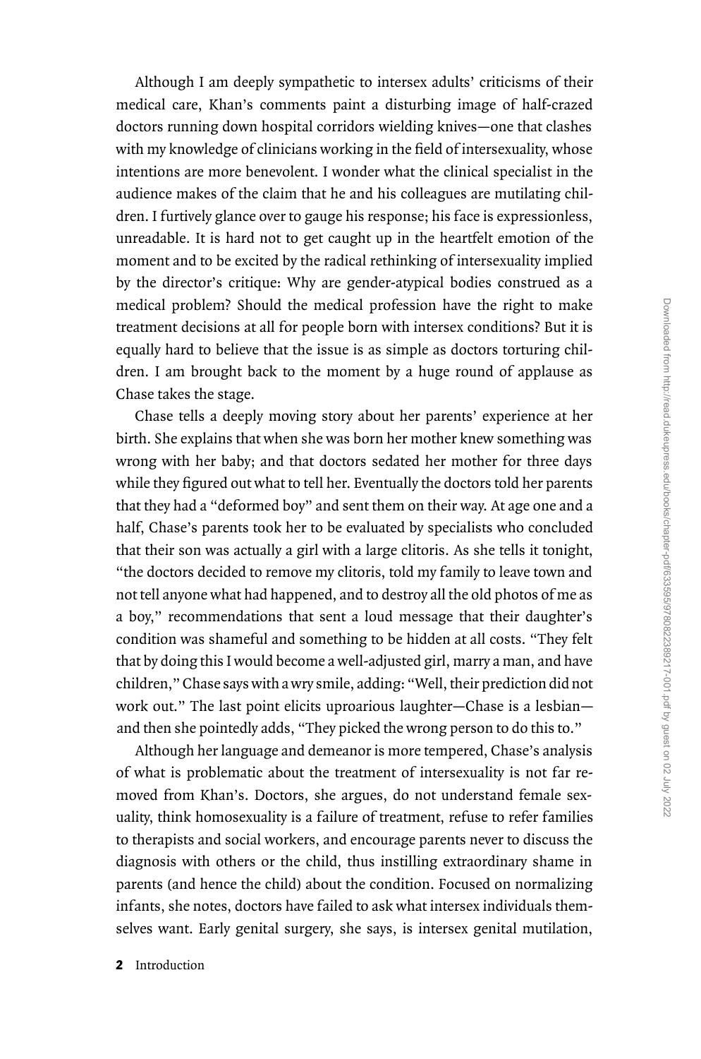Although I am deeply sympathetic to intersex adults' criticisms of their medical care, Khan's comments paint a disturbing image of half-crazed doctors running down hospital corridors wielding knives—one that clashes with my knowledge of clinicians working in the field of intersexuality, whose intentions are more benevolent. I wonder what the clinical specialist in the audience makes of the claim that he and his colleagues are mutilating children. I furtively glance over to gauge his response; his face is expressionless, unreadable. It is hard not to get caught up in the heartfelt emotion of the moment and to be excited by the radical rethinking of intersexuality implied by the director's critique: Why are gender-atypical bodies construed as a medical problem? Should the medical profession have the right to make treatment decisions at all for people born with intersex conditions? But it is equally hard to believe that the issue is as simple as doctors torturing children. I am brought back to the moment by a huge round of applause as Chase takes the stage.

Chase tells a deeply moving story about her parents' experience at her birth. She explains that when she was born her mother knew something was wrong with her baby; and that doctors sedated her mother for three days while they figured out what to tell her. Eventually the doctors told her parents that they had a "deformed boy" and sent them on their way. At age one and a half, Chase's parents took her to be evaluated by specialists who concluded that their son was actually a girl with a large clitoris. As she tells it tonight, "the doctors decided to remove my clitoris, told my family to leave town and not tell anyone what had happened, and to destroy all the old photos of me as a boy," recommendations that sent a loud message that their daughter's condition was shameful and something to be hidden at all costs. "They felt that by doing this I would become a well-adjusted girl, marry a man, and have children," Chase says with a wry smile, adding: "Well, their prediction did not work out." The last point elicits uproarious laughter—Chase is a lesbian—and then she pointedly adds, "They picked the wrong person to do this to."

Although her language and demeanor is more tempered, Chase's analysis of what is problematic about the treatment of intersexuality is not far removed from Khan's. Doctors, she argues, do not understand female sexuality, think homosexuality is a failure of treatment, refuse to refer families to therapists and social workers, and encourage parents never to discuss the diagnosis with others or the child, thus instilling extraordinary shame in parents (and hence the child) about the condition. Focused on normalizing infants, she notes, doctors have failed to ask what intersex individuals themselves want. Early genital surgery, she says, is intersex genital mutilation,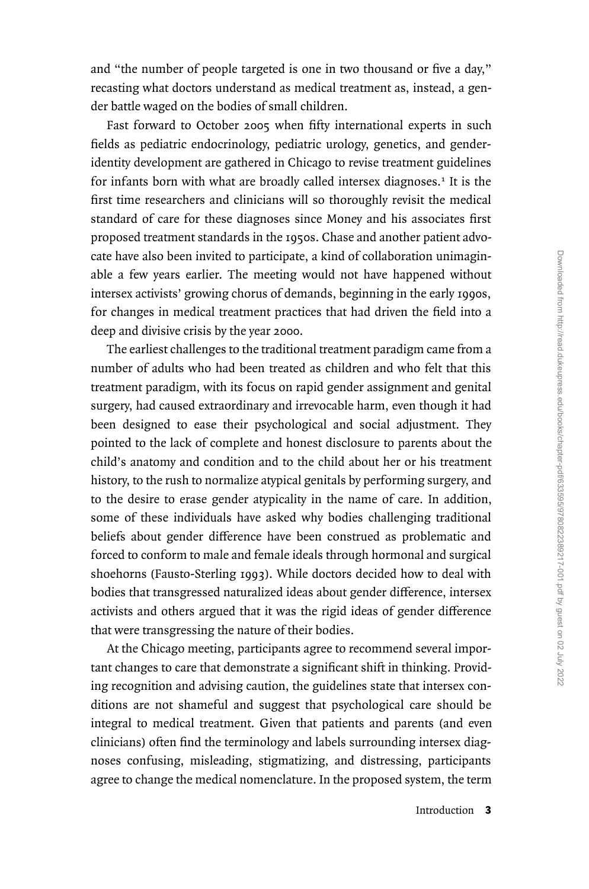and "the number of people targeted is one in two thousand or five a day," recasting what doctors understand as medical treatment as, instead, a gender battle waged on the bodies of small children.

Fast forward to October 2005 when fifty international experts in such fields as pediatric endocrinology, pediatric urology, genetics, and gender-identity development are gathered in Chicago to revise treatment guidelines for infants born with what are broadly called intersex diagnoses.[1] It is the first time researchers and clinicians will so thoroughly revisit the medical standard of care for these diagnoses since Money and his associates first proposed treatment standards in the 1950s. Chase and another patient advocate have also been invited to participate, a kind of collaboration unimaginable a few years earlier. The meeting would not have happened without intersex activists' growing chorus of demands, beginning in the early 1990s, for changes in medical treatment practices that had driven the field into a deep and divisive crisis by the year 2000.

The earliest challenges to the traditional treatment paradigm came from a number of adults who had been treated as children and who felt that this treatment paradigm, with its focus on rapid gender assignment and genital surgery, had caused extraordinary and irrevocable harm, even though it had been designed to ease their psychological and social adjustment. They pointed to the lack of complete and honest disclosure to parents about the child's anatomy and condition and to the child about her or his treatment history, to the rush to normalize atypical genitals by performing surgery, and to the desire to erase gender atypicality in the name of care. In addition, some of these individuals have asked why bodies challenging traditional beliefs about gender difference have been construed as problematic and forced to conform to male and female ideals through hormonal and surgical shoehorns (Fausto-Sterling 1993). While doctors decided how to deal with bodies that transgressed naturalized ideas about gender difference, intersex activists and others argued that it was the rigid ideas of gender difference that were transgressing the nature of their bodies.

At the Chicago meeting, participants agree to recommend several important changes to care that demonstrate a significant shift in thinking. Providing recognition and advising caution, the guidelines state that intersex conditions are not shameful and suggest that psychological care should be integral to medical treatment. Given that patients and parents (and even clinicians) often find the terminology and labels surrounding intersex diagnoses confusing, misleading, stigmatizing, and distressing, participants agree to change the medical nomenclature. In the proposed system, the term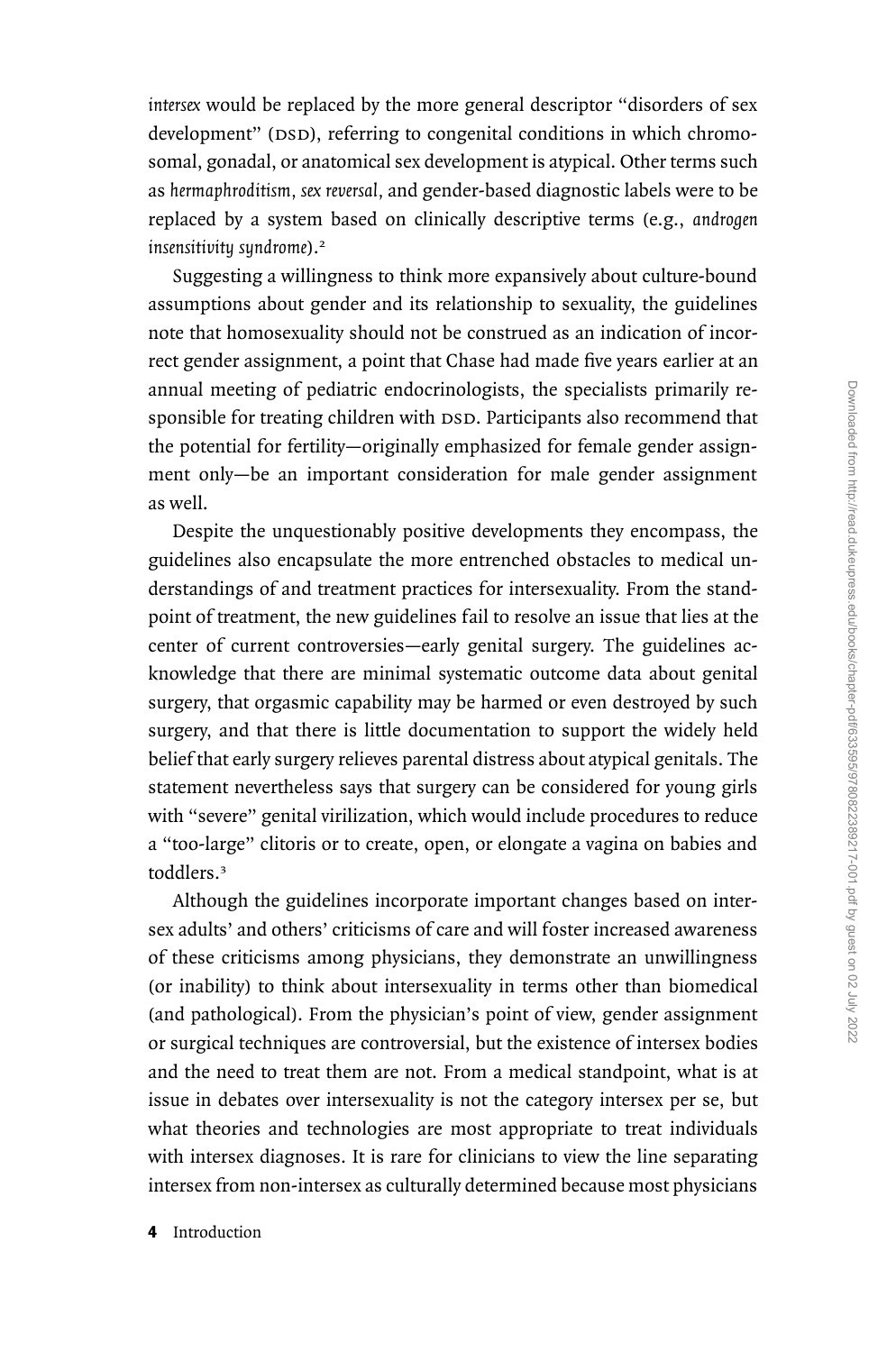*intersex* would be replaced by the more general descriptor "disorders of sex development" (DSD), referring to congenital conditions in which chromosomal, gonadal, or anatomical sex development is atypical. Other terms such as *hermaphroditism*, *sex reversal*, and gender-based diagnostic labels were to be replaced by a system based on clinically descriptive terms (e.g., *androgen insensitivity syndrome*).[2]

Suggesting a willingness to think more expansively about culture-bound assumptions about gender and its relationship to sexuality, the guidelines note that homosexuality should not be construed as an indication of incorrect gender assignment, a point that Chase had made five years earlier at an annual meeting of pediatric endocrinologists, the specialists primarily responsible for treating children with DSD. Participants also recommend that the potential for fertility—originally emphasized for female gender assignment only—be an important consideration for male gender assignment as well.

Despite the unquestionably positive developments they encompass, the guidelines also encapsulate the more entrenched obstacles to medical understandings of and treatment practices for intersexuality. From the standpoint of treatment, the new guidelines fail to resolve an issue that lies at the center of current controversies—early genital surgery. The guidelines acknowledge that there are minimal systematic outcome data about genital surgery, that orgasmic capability may be harmed or even destroyed by such surgery, and that there is little documentation to support the widely held belief that early surgery relieves parental distress about atypical genitals. The statement nevertheless says that surgery can be considered for young girls with "severe" genital virilization, which would include procedures to reduce a "too-large" clitoris or to create, open, or elongate a vagina on babies and toddlers.[3]

Although the guidelines incorporate important changes based on intersex adults' and others' criticisms of care and will foster increased awareness of these criticisms among physicians, they demonstrate an unwillingness (or inability) to think about intersexuality in terms other than biomedical (and pathological). From the physician's point of view, gender assignment or surgical techniques are controversial, but the existence of intersex bodies and the need to treat them are not. From a medical standpoint, what is at issue in debates over intersexuality is not the category intersex per se, but what theories and technologies are most appropriate to treat individuals with intersex diagnoses. It is rare for clinicians to view the line separating intersex from non-intersex as culturally determined because most physicians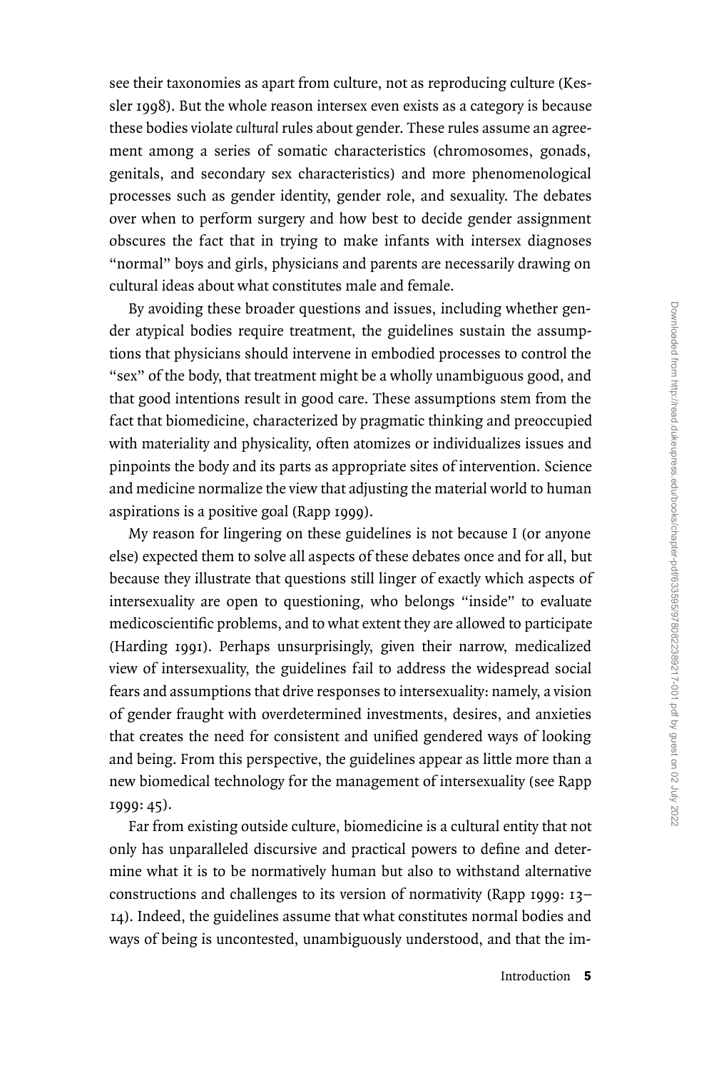see their taxonomies as apart from culture, not as reproducing culture (Kessler 1998). But the whole reason intersex even exists as a category is because these bodies violate *cultural* rules about gender. These rules assume an agreement among a series of somatic characteristics (chromosomes, gonads, genitals, and secondary sex characteristics) and more phenomenological processes such as gender identity, gender role, and sexuality. The debates over when to perform surgery and how best to decide gender assignment obscures the fact that in trying to make infants with intersex diagnoses "normal" boys and girls, physicians and parents are necessarily drawing on cultural ideas about what constitutes male and female.

By avoiding these broader questions and issues, including whether gender atypical bodies require treatment, the guidelines sustain the assumptions that physicians should intervene in embodied processes to control the "sex" of the body, that treatment might be a wholly unambiguous good, and that good intentions result in good care. These assumptions stem from the fact that biomedicine, characterized by pragmatic thinking and preoccupied with materiality and physicality, often atomizes or individualizes issues and pinpoints the body and its parts as appropriate sites of intervention. Science and medicine normalize the view that adjusting the material world to human aspirations is a positive goal (Rapp 1999).

My reason for lingering on these guidelines is not because I (or anyone else) expected them to solve all aspects of these debates once and for all, but because they illustrate that questions still linger of exactly which aspects of intersexuality are open to questioning, who belongs "inside" to evaluate medicoscientific problems, and to what extent they are allowed to participate (Harding 1991). Perhaps unsurprisingly, given their narrow, medicalized view of intersexuality, the guidelines fail to address the widespread social fears and assumptions that drive responses to intersexuality: namely, a vision of gender fraught with overdetermined investments, desires, and anxieties that creates the need for consistent and unified gendered ways of looking and being. From this perspective, the guidelines appear as little more than a new biomedical technology for the management of intersexuality (see Rapp 1999: 45).

Far from existing outside culture, biomedicine is a cultural entity that not only has unparalleled discursive and practical powers to define and determine what it is to be normatively human but also to withstand alternative constructions and challenges to its version of normativity (Rapp 1999: 13–14). Indeed, the guidelines assume that what constitutes normal bodies and ways of being is uncontested, unambiguously understood, and that the im-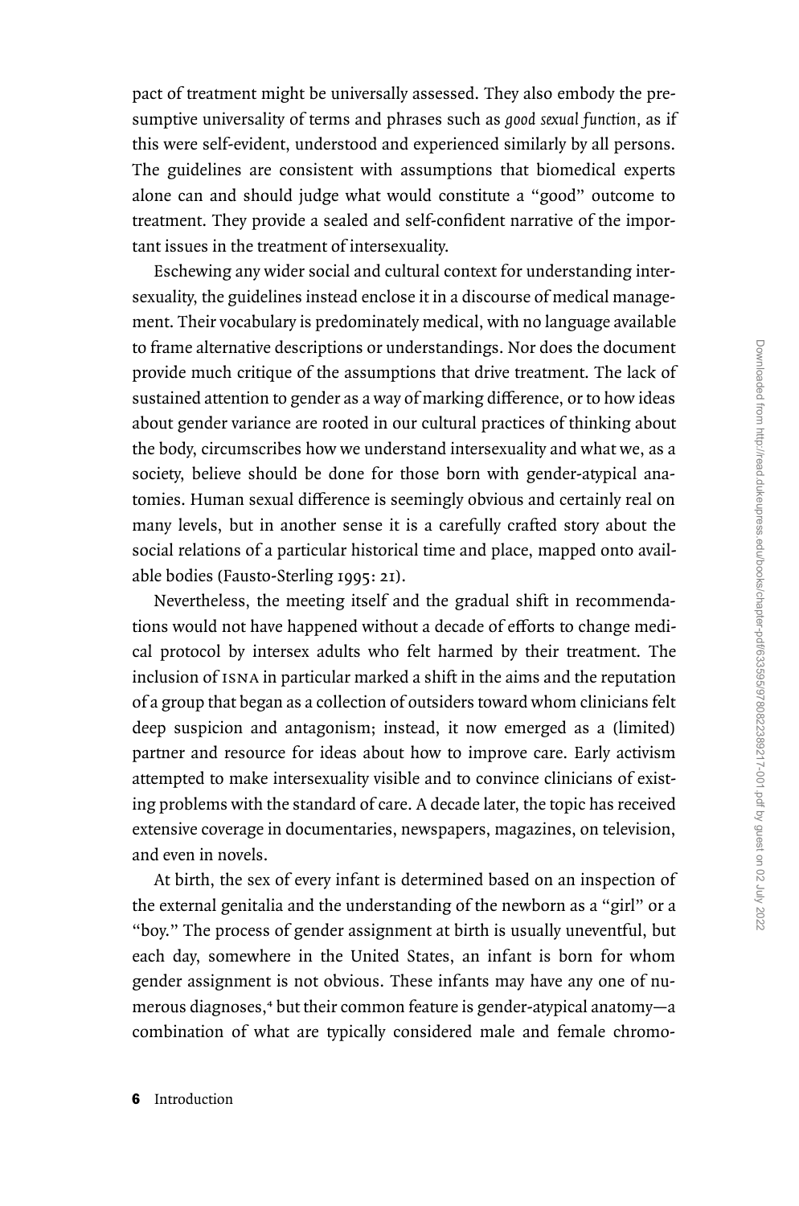pact of treatment might be universally assessed. They also embody the presumptive universality of terms and phrases such as *good sexual function*, as if this were self-evident, understood and experienced similarly by all persons. The guidelines are consistent with assumptions that biomedical experts alone can and should judge what would constitute a "good" outcome to treatment. They provide a sealed and self-confident narrative of the important issues in the treatment of intersexuality.

Eschewing any wider social and cultural context for understanding intersexuality, the guidelines instead enclose it in a discourse of medical management. Their vocabulary is predominately medical, with no language available to frame alternative descriptions or understandings. Nor does the document provide much critique of the assumptions that drive treatment. The lack of sustained attention to gender as a way of marking difference, or to how ideas about gender variance are rooted in our cultural practices of thinking about the body, circumscribes how we understand intersexuality and what we, as a society, believe should be done for those born with gender-atypical anatomies. Human sexual difference is seemingly obvious and certainly real on many levels, but in another sense it is a carefully crafted story about the social relations of a particular historical time and place, mapped onto available bodies (Fausto-Sterling 1995: 21).

Nevertheless, the meeting itself and the gradual shift in recommendations would not have happened without a decade of efforts to change medical protocol by intersex adults who felt harmed by their treatment. The inclusion of ISNA in particular marked a shift in the aims and the reputation of a group that began as a collection of outsiders toward whom clinicians felt deep suspicion and antagonism; instead, it now emerged as a (limited) partner and resource for ideas about how to improve care. Early activism attempted to make intersexuality visible and to convince clinicians of existing problems with the standard of care. A decade later, the topic has received extensive coverage in documentaries, newspapers, magazines, on television, and even in novels.

At birth, the sex of every infant is determined based on an inspection of the external genitalia and the understanding of the newborn as a "girl" or a "boy." The process of gender assignment at birth is usually uneventful, but each day, somewhere in the United States, an infant is born for whom gender assignment is not obvious. These infants may have any one of numerous diagnoses,[4] but their common feature is gender-atypical anatomy—a combination of what are typically considered male and female chromo-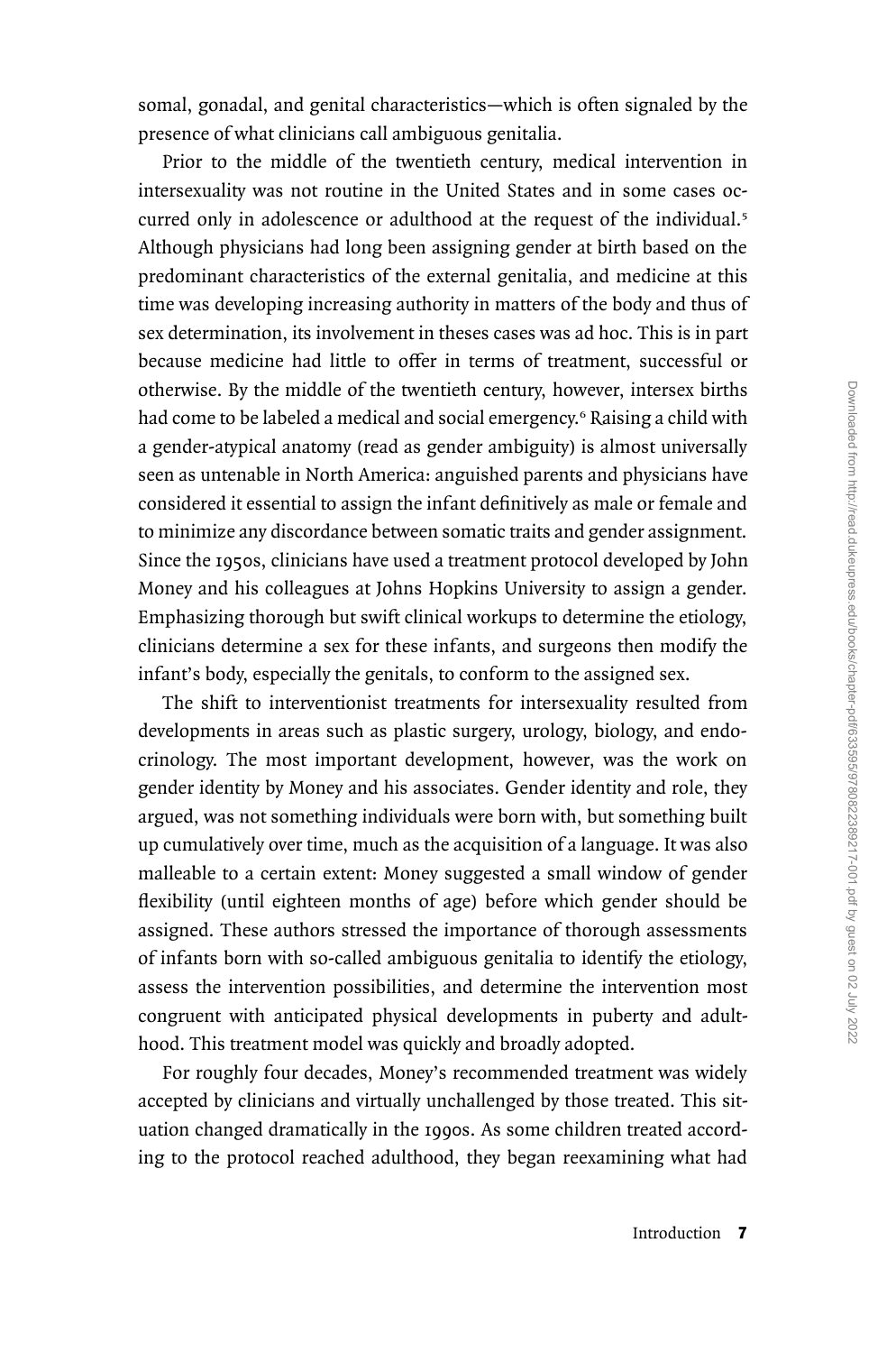somal, gonadal, and genital characteristics—which is often signaled by the presence of what clinicians call ambiguous genitalia.

Prior to the middle of the twentieth century, medical intervention in intersexuality was not routine in the United States and in some cases occurred only in adolescence or adulthood at the request of the individual.[5] Although physicians had long been assigning gender at birth based on the predominant characteristics of the external genitalia, and medicine at this time was developing increasing authority in matters of the body and thus of sex determination, its involvement in theses cases was ad hoc. This is in part because medicine had little to offer in terms of treatment, successful or otherwise. By the middle of the twentieth century, however, intersex births had come to be labeled a medical and social emergency.[6] Raising a child with a gender-atypical anatomy (read as gender ambiguity) is almost universally seen as untenable in North America: anguished parents and physicians have considered it essential to assign the infant definitively as male or female and to minimize any discordance between somatic traits and gender assignment. Since the 1950s, clinicians have used a treatment protocol developed by John Money and his colleagues at Johns Hopkins University to assign a gender. Emphasizing thorough but swift clinical workups to determine the etiology, clinicians determine a sex for these infants, and surgeons then modify the infant's body, especially the genitals, to conform to the assigned sex.

The shift to interventionist treatments for intersexuality resulted from developments in areas such as plastic surgery, urology, biology, and endocrinology. The most important development, however, was the work on gender identity by Money and his associates. Gender identity and role, they argued, was not something individuals were born with, but something built up cumulatively over time, much as the acquisition of a language. It was also malleable to a certain extent: Money suggested a small window of gender flexibility (until eighteen months of age) before which gender should be assigned. These authors stressed the importance of thorough assessments of infants born with so-called ambiguous genitalia to identify the etiology, assess the intervention possibilities, and determine the intervention most congruent with anticipated physical developments in puberty and adulthood. This treatment model was quickly and broadly adopted.

For roughly four decades, Money's recommended treatment was widely accepted by clinicians and virtually unchallenged by those treated. This situation changed dramatically in the 1990s. As some children treated according to the protocol reached adulthood, they began reexamining what had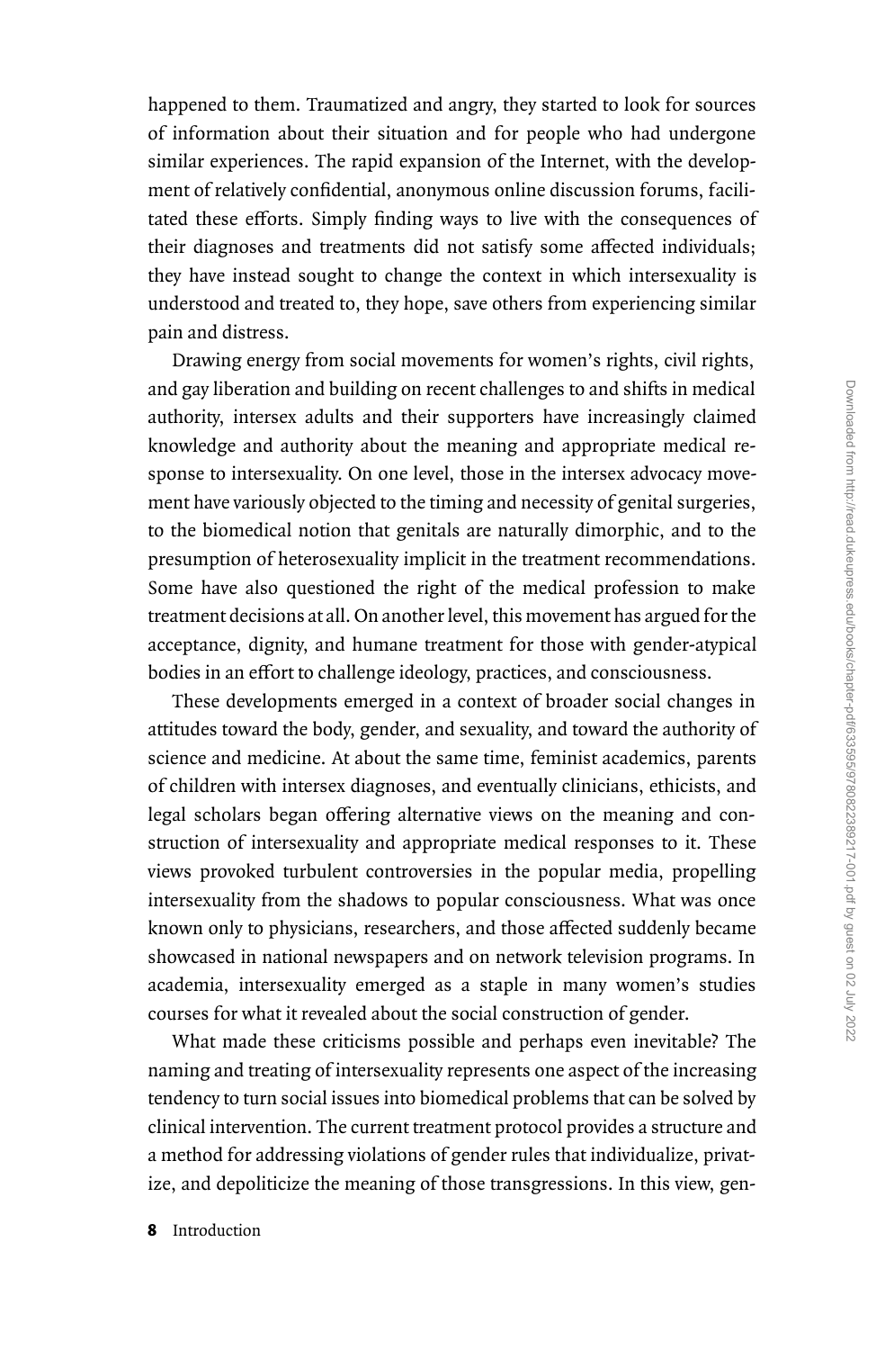happened to them. Traumatized and angry, they started to look for sources of information about their situation and for people who had undergone similar experiences. The rapid expansion of the Internet, with the development of relatively confidential, anonymous online discussion forums, facilitated these efforts. Simply finding ways to live with the consequences of their diagnoses and treatments did not satisfy some affected individuals; they have instead sought to change the context in which intersexuality is understood and treated to, they hope, save others from experiencing similar pain and distress.

Drawing energy from social movements for women's rights, civil rights, and gay liberation and building on recent challenges to and shifts in medical authority, intersex adults and their supporters have increasingly claimed knowledge and authority about the meaning and appropriate medical response to intersexuality. On one level, those in the intersex advocacy movement have variously objected to the timing and necessity of genital surgeries, to the biomedical notion that genitals are naturally dimorphic, and to the presumption of heterosexuality implicit in the treatment recommendations. Some have also questioned the right of the medical profession to make treatment decisions at all. On another level, this movement has argued for the acceptance, dignity, and humane treatment for those with gender-atypical bodies in an effort to challenge ideology, practices, and consciousness.

These developments emerged in a context of broader social changes in attitudes toward the body, gender, and sexuality, and toward the authority of science and medicine. At about the same time, feminist academics, parents of children with intersex diagnoses, and eventually clinicians, ethicists, and legal scholars began offering alternative views on the meaning and construction of intersexuality and appropriate medical responses to it. These views provoked turbulent controversies in the popular media, propelling intersexuality from the shadows to popular consciousness. What was once known only to physicians, researchers, and those affected suddenly became showcased in national newspapers and on network television programs. In academia, intersexuality emerged as a staple in many women's studies courses for what it revealed about the social construction of gender.

What made these criticisms possible and perhaps even inevitable? The naming and treating of intersexuality represents one aspect of the increasing tendency to turn social issues into biomedical problems that can be solved by clinical intervention. The current treatment protocol provides a structure and a method for addressing violations of gender rules that individualize, privatize, and depoliticize the meaning of those transgressions. In this view, gen-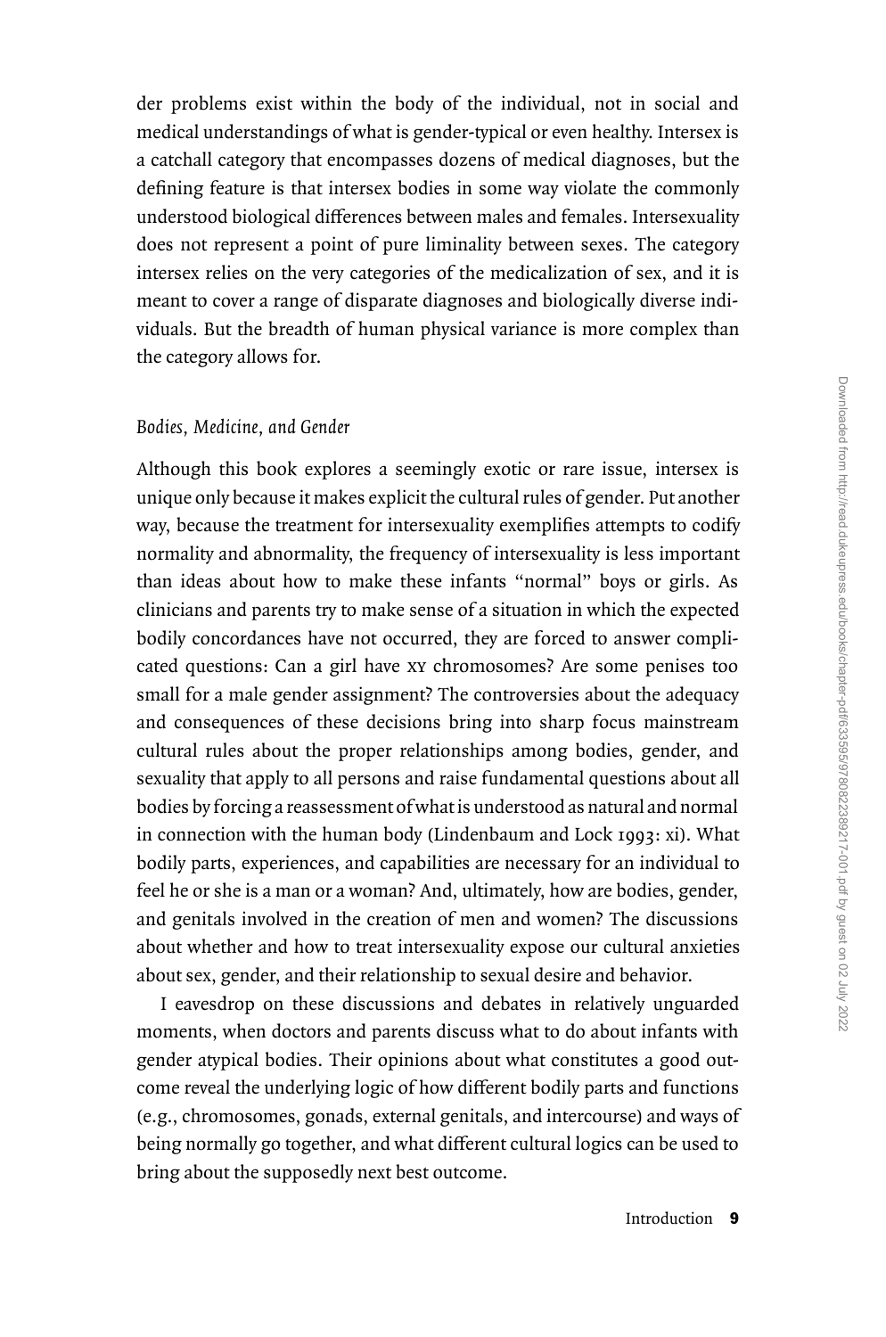der problems exist within the body of the individual, not in social and medical understandings of what is gender-typical or even healthy. Intersex is a catchall category that encompasses dozens of medical diagnoses, but the defining feature is that intersex bodies in some way violate the commonly understood biological differences between males and females. Intersexuality does not represent a point of pure liminality between sexes. The category intersex relies on the very categories of the medicalization of sex, and it is meant to cover a range of disparate diagnoses and biologically diverse individuals. But the breadth of human physical variance is more complex than the category allows for.

### *Bodies, Medicine, and Gender*

Although this book explores a seemingly exotic or rare issue, intersex is unique only because it makes explicit the cultural rules of gender. Put another way, because the treatment for intersexuality exemplifies attempts to codify normality and abnormality, the frequency of intersexuality is less important than ideas about how to make these infants "normal" boys or girls. As clinicians and parents try to make sense of a situation in which the expected bodily concordances have not occurred, they are forced to answer complicated questions: Can a girl have XY chromosomes? Are some penises too small for a male gender assignment? The controversies about the adequacy and consequences of these decisions bring into sharp focus mainstream cultural rules about the proper relationships among bodies, gender, and sexuality that apply to all persons and raise fundamental questions about all bodies by forcing a reassessment of what is understood as natural and normal in connection with the human body (Lindenbaum and Lock 1993: xi). What bodily parts, experiences, and capabilities are necessary for an individual to feel he or she is a man or a woman? And, ultimately, how are bodies, gender, and genitals involved in the creation of men and women? The discussions about whether and how to treat intersexuality expose our cultural anxieties about sex, gender, and their relationship to sexual desire and behavior.

I eavesdrop on these discussions and debates in relatively unguarded moments, when doctors and parents discuss what to do about infants with gender atypical bodies. Their opinions about what constitutes a good outcome reveal the underlying logic of how different bodily parts and functions (e.g., chromosomes, gonads, external genitals, and intercourse) and ways of being normally go together, and what different cultural logics can be used to bring about the supposedly next best outcome.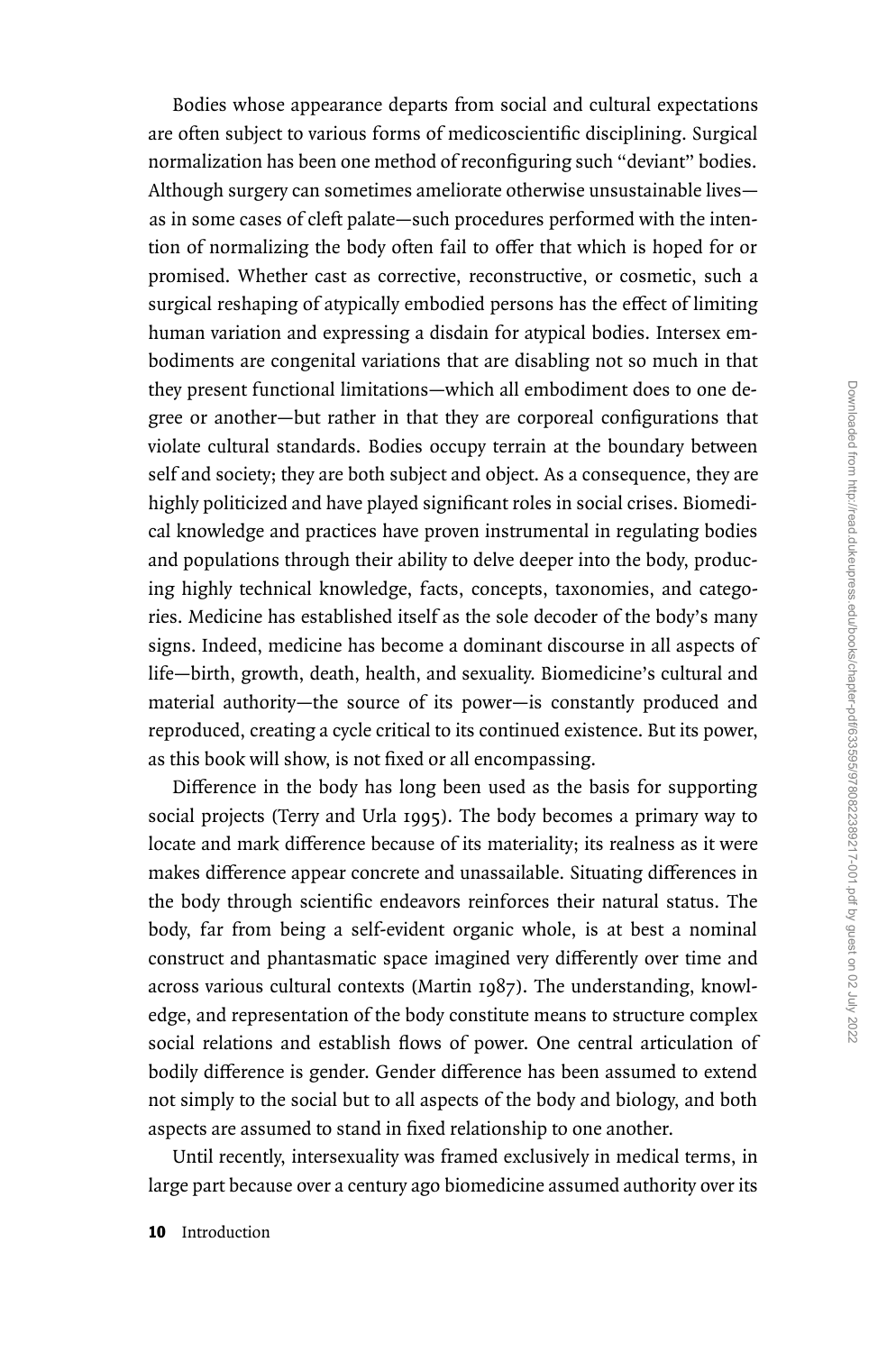Bodies whose appearance departs from social and cultural expectations are often subject to various forms of medicoscientific disciplining. Surgical normalization has been one method of reconfiguring such "deviant" bodies. Although surgery can sometimes ameliorate otherwise unsustainable lives—as in some cases of cleft palate—such procedures performed with the intention of normalizing the body often fail to offer that which is hoped for or promised. Whether cast as corrective, reconstructive, or cosmetic, such a surgical reshaping of atypically embodied persons has the effect of limiting human variation and expressing a disdain for atypical bodies. Intersex embodiments are congenital variations that are disabling not so much in that they present functional limitations—which all embodiment does to one degree or another—but rather in that they are corporeal configurations that violate cultural standards. Bodies occupy terrain at the boundary between self and society; they are both subject and object. As a consequence, they are highly politicized and have played significant roles in social crises. Biomedical knowledge and practices have proven instrumental in regulating bodies and populations through their ability to delve deeper into the body, producing highly technical knowledge, facts, concepts, taxonomies, and categories. Medicine has established itself as the sole decoder of the body's many signs. Indeed, medicine has become a dominant discourse in all aspects of life—birth, growth, death, health, and sexuality. Biomedicine's cultural and material authority—the source of its power—is constantly produced and reproduced, creating a cycle critical to its continued existence. But its power, as this book will show, is not fixed or all encompassing.

Difference in the body has long been used as the basis for supporting social projects (Terry and Urla 1995). The body becomes a primary way to locate and mark difference because of its materiality; its realness as it were makes difference appear concrete and unassailable. Situating differences in the body through scientific endeavors reinforces their natural status. The body, far from being a self-evident organic whole, is at best a nominal construct and phantasmatic space imagined very differently over time and across various cultural contexts (Martin 1987). The understanding, knowledge, and representation of the body constitute means to structure complex social relations and establish flows of power. One central articulation of bodily difference is gender. Gender difference has been assumed to extend not simply to the social but to all aspects of the body and biology, and both aspects are assumed to stand in fixed relationship to one another.

Until recently, intersexuality was framed exclusively in medical terms, in large part because over a century ago biomedicine assumed authority over its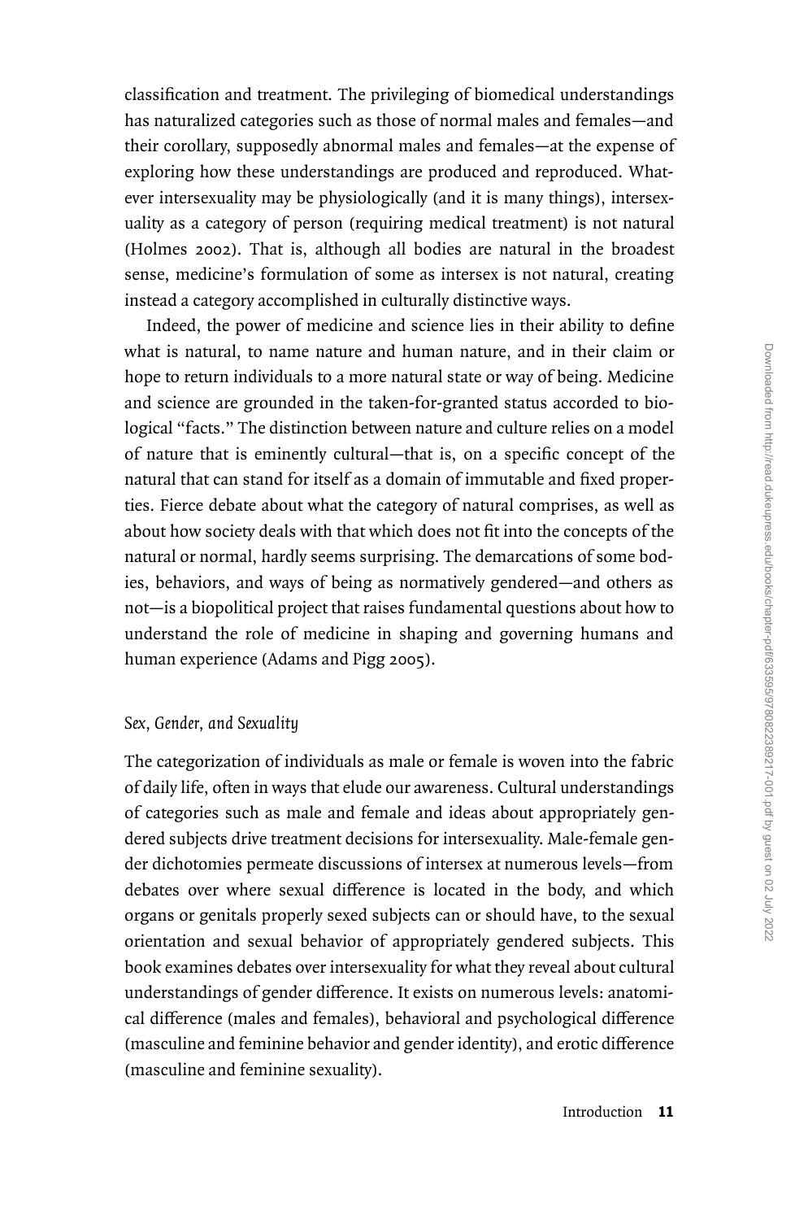classification and treatment. The privileging of biomedical understandings has naturalized categories such as those of normal males and females—and their corollary, supposedly abnormal males and females—at the expense of exploring how these understandings are produced and reproduced. Whatever intersexuality may be physiologically (and it is many things), intersexuality as a category of person (requiring medical treatment) is not natural (Holmes 2002). That is, although all bodies are natural in the broadest sense, medicine's formulation of some as intersex is not natural, creating instead a category accomplished in culturally distinctive ways.

Indeed, the power of medicine and science lies in their ability to define what is natural, to name nature and human nature, and in their claim or hope to return individuals to a more natural state or way of being. Medicine and science are grounded in the taken-for-granted status accorded to biological "facts." The distinction between nature and culture relies on a model of nature that is eminently cultural—that is, on a specific concept of the natural that can stand for itself as a domain of immutable and fixed properties. Fierce debate about what the category of natural comprises, as well as about how society deals with that which does not fit into the concepts of the natural or normal, hardly seems surprising. The demarcations of some bodies, behaviors, and ways of being as normatively gendered—and others as not—is a biopolitical project that raises fundamental questions about how to understand the role of medicine in shaping and governing humans and human experience (Adams and Pigg 2005).

### *Sex, Gender, and Sexuality*

The categorization of individuals as male or female is woven into the fabric of daily life, often in ways that elude our awareness. Cultural understandings of categories such as male and female and ideas about appropriately gendered subjects drive treatment decisions for intersexuality. Male-female gender dichotomies permeate discussions of intersex at numerous levels—from debates over where sexual difference is located in the body, and which organs or genitals properly sexed subjects can or should have, to the sexual orientation and sexual behavior of appropriately gendered subjects. This book examines debates over intersexuality for what they reveal about cultural understandings of gender difference. It exists on numerous levels: anatomical difference (males and females), behavioral and psychological difference (masculine and feminine behavior and gender identity), and erotic difference (masculine and feminine sexuality).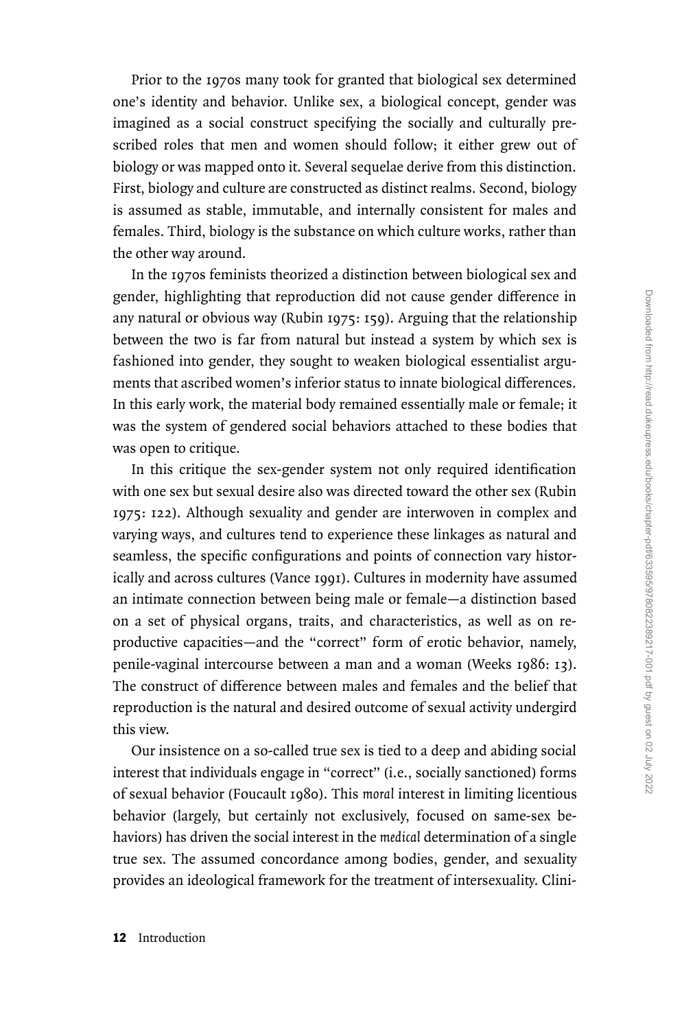Prior to the 1970s many took for granted that biological sex determined one's identity and behavior. Unlike sex, a biological concept, gender was imagined as a social construct specifying the socially and culturally prescribed roles that men and women should follow; it either grew out of biology or was mapped onto it. Several sequelae derive from this distinction. First, biology and culture are constructed as distinct realms. Second, biology is assumed as stable, immutable, and internally consistent for males and females. Third, biology is the substance on which culture works, rather than the other way around.

In the 1970s feminists theorized a distinction between biological sex and gender, highlighting that reproduction did not cause gender difference in any natural or obvious way (Rubin 1975: 159). Arguing that the relationship between the two is far from natural but instead a system by which sex is fashioned into gender, they sought to weaken biological essentialist arguments that ascribed women's inferior status to innate biological differences. In this early work, the material body remained essentially male or female; it was the system of gendered social behaviors attached to these bodies that was open to critique.

In this critique the sex-gender system not only required identification with one sex but sexual desire also was directed toward the other sex (Rubin 1975: 122). Although sexuality and gender are interwoven in complex and varying ways, and cultures tend to experience these linkages as natural and seamless, the specific configurations and points of connection vary historically and across cultures (Vance 1991). Cultures in modernity have assumed an intimate connection between being male or female—a distinction based on a set of physical organs, traits, and characteristics, as well as on reproductive capacities—and the "correct" form of erotic behavior, namely, penile-vaginal intercourse between a man and a woman (Weeks 1986: 13). The construct of difference between males and females and the belief that reproduction is the natural and desired outcome of sexual activity undergird this view.

Our insistence on a so-called true sex is tied to a deep and abiding social interest that individuals engage in "correct" (i.e., socially sanctioned) forms of sexual behavior (Foucault 1980). This *moral* interest in limiting licentious behavior (largely, but certainly not exclusively, focused on same-sex behaviors) has driven the social interest in the *medical* determination of a single true sex. The assumed concordance among bodies, gender, and sexuality provides an ideological framework for the treatment of intersexuality. Clini-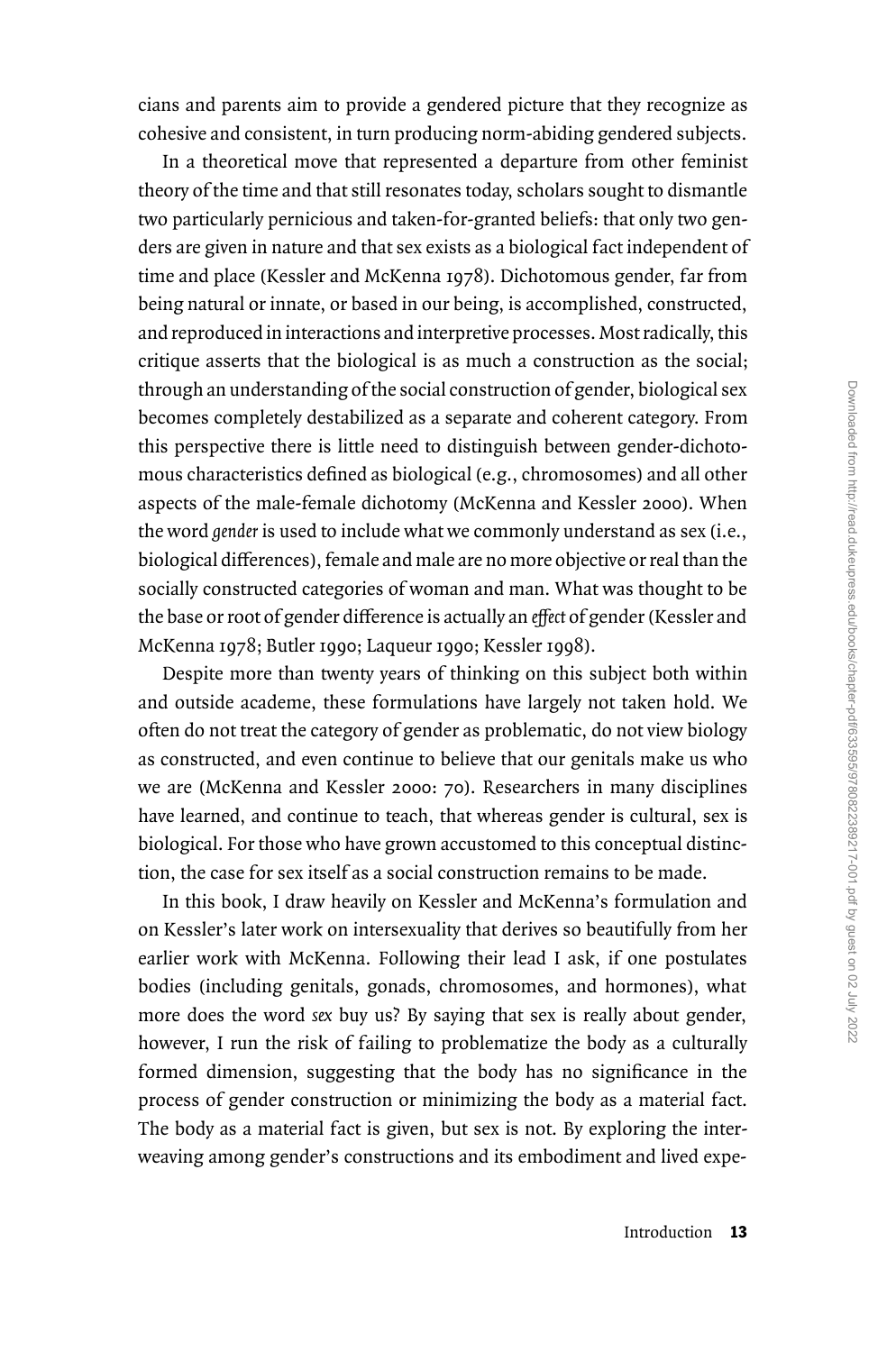cians and parents aim to provide a gendered picture that they recognize as cohesive and consistent, in turn producing norm-abiding gendered subjects.

In a theoretical move that represented a departure from other feminist theory of the time and that still resonates today, scholars sought to dismantle two particularly pernicious and taken-for-granted beliefs: that only two genders are given in nature and that sex exists as a biological fact independent of time and place (Kessler and McKenna 1978). Dichotomous gender, far from being natural or innate, or based in our being, is accomplished, constructed, and reproduced in interactions and interpretive processes. Most radically, this critique asserts that the biological is as much a construction as the social; through an understanding of the social construction of gender, biological sex becomes completely destabilized as a separate and coherent category. From this perspective there is little need to distinguish between gender-dichotomous characteristics defined as biological (e.g., chromosomes) and all other aspects of the male-female dichotomy (McKenna and Kessler 2000). When the word *gender* is used to include what we commonly understand as sex (i.e., biological differences), female and male are no more objective or real than the socially constructed categories of woman and man. What was thought to be the base or root of gender difference is actually an *effect* of gender (Kessler and McKenna 1978; Butler 1990; Laqueur 1990; Kessler 1998).

Despite more than twenty years of thinking on this subject both within and outside academe, these formulations have largely not taken hold. We often do not treat the category of gender as problematic, do not view biology as constructed, and even continue to believe that our genitals make us who we are (McKenna and Kessler 2000: 70). Researchers in many disciplines have learned, and continue to teach, that whereas gender is cultural, sex is biological. For those who have grown accustomed to this conceptual distinction, the case for sex itself as a social construction remains to be made.

In this book, I draw heavily on Kessler and McKenna's formulation and on Kessler's later work on intersexuality that derives so beautifully from her earlier work with McKenna. Following their lead I ask, if one postulates bodies (including genitals, gonads, chromosomes, and hormones), what more does the word *sex* buy us? By saying that sex is really about gender, however, I run the risk of failing to problematize the body as a culturally formed dimension, suggesting that the body has no significance in the process of gender construction or minimizing the body as a material fact. The body as a material fact is given, but sex is not. By exploring the interweaving among gender's constructions and its embodiment and lived expe-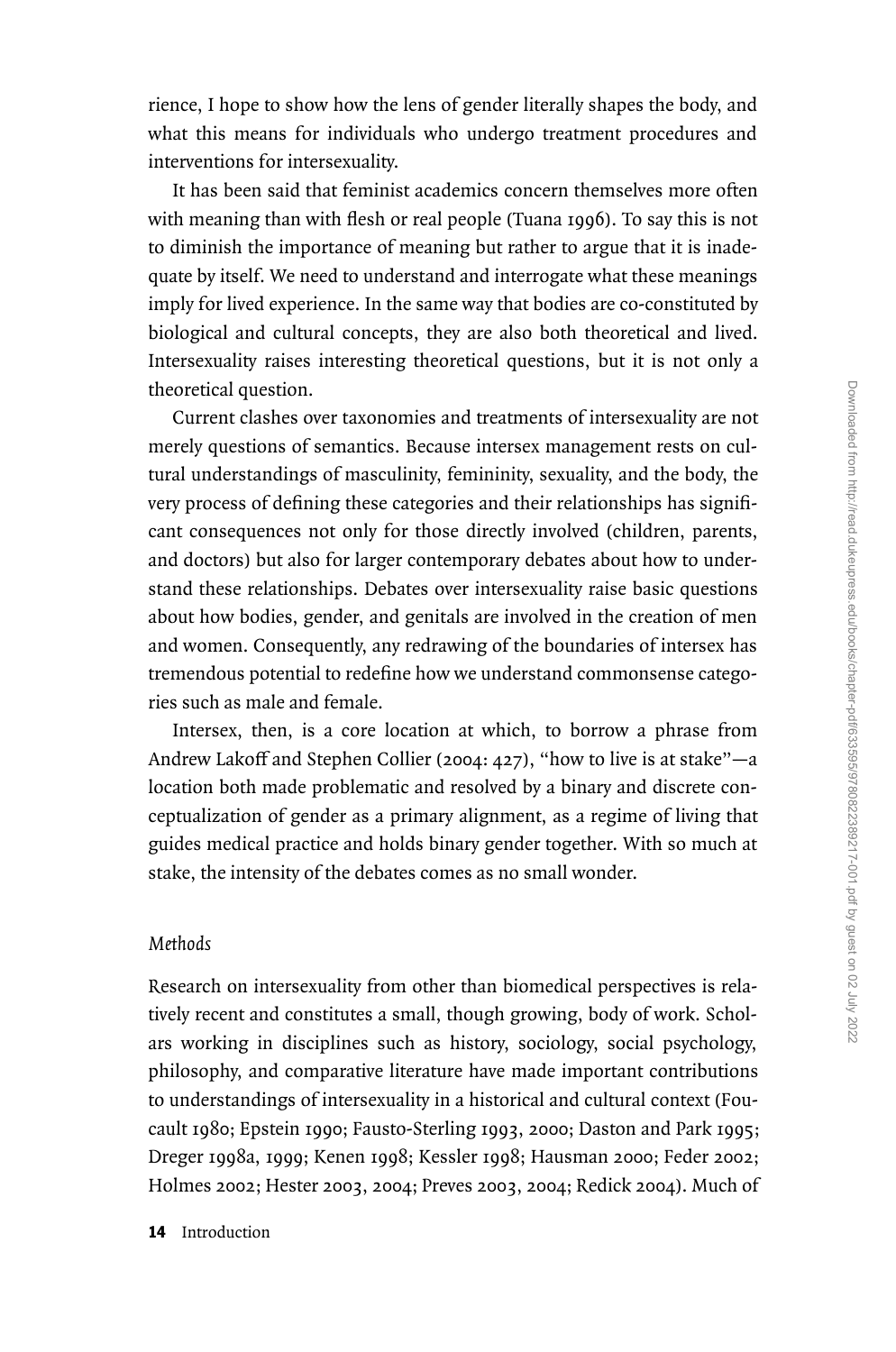rience, I hope to show how the lens of gender literally shapes the body, and what this means for individuals who undergo treatment procedures and interventions for intersexuality.

It has been said that feminist academics concern themselves more often with meaning than with flesh or real people (Tuana 1996). To say this is not to diminish the importance of meaning but rather to argue that it is inadequate by itself. We need to understand and interrogate what these meanings imply for lived experience. In the same way that bodies are co-constituted by biological and cultural concepts, they are also both theoretical and lived. Intersexuality raises interesting theoretical questions, but it is not only a theoretical question.

Current clashes over taxonomies and treatments of intersexuality are not merely questions of semantics. Because intersex management rests on cultural understandings of masculinity, femininity, sexuality, and the body, the very process of defining these categories and their relationships has significant consequences not only for those directly involved (children, parents, and doctors) but also for larger contemporary debates about how to understand these relationships. Debates over intersexuality raise basic questions about how bodies, gender, and genitals are involved in the creation of men and women. Consequently, any redrawing of the boundaries of intersex has tremendous potential to redefine how we understand commonsense categories such as male and female.

Intersex, then, is a core location at which, to borrow a phrase from Andrew Lakoff and Stephen Collier (2004: 427), "how to live is at stake"—a location both made problematic and resolved by a binary and discrete conceptualization of gender as a primary alignment, as a regime of living that guides medical practice and holds binary gender together. With so much at stake, the intensity of the debates comes as no small wonder.

### *Methods*

Research on intersexuality from other than biomedical perspectives is relatively recent and constitutes a small, though growing, body of work. Scholars working in disciplines such as history, sociology, social psychology, philosophy, and comparative literature have made important contributions to understandings of intersexuality in a historical and cultural context (Foucault 1980; Epstein 1990; Fausto-Sterling 1993, 2000; Daston and Park 1995; Dreger 1998a, 1999; Kenen 1998; Kessler 1998; Hausman 2000; Feder 2002; Holmes 2002; Hester 2003, 2004; Preves 2003, 2004; Redick 2004). Much of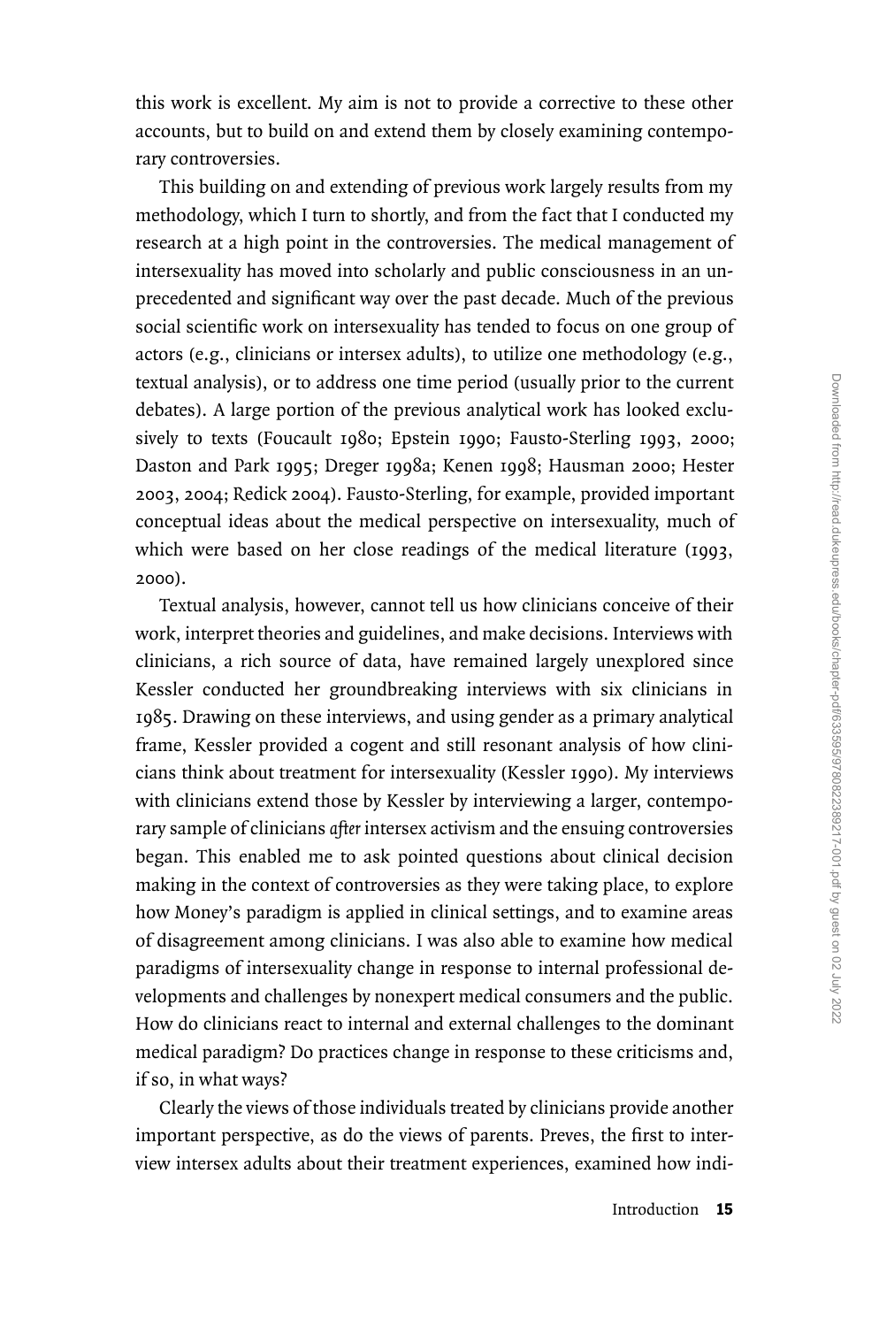this work is excellent. My aim is not to provide a corrective to these other accounts, but to build on and extend them by closely examining contemporary controversies.

This building on and extending of previous work largely results from my methodology, which I turn to shortly, and from the fact that I conducted my research at a high point in the controversies. The medical management of intersexuality has moved into scholarly and public consciousness in an unprecedented and significant way over the past decade. Much of the previous social scientific work on intersexuality has tended to focus on one group of actors (e.g., clinicians or intersex adults), to utilize one methodology (e.g., textual analysis), or to address one time period (usually prior to the current debates). A large portion of the previous analytical work has looked exclusively to texts (Foucault 1980; Epstein 1990; Fausto-Sterling 1993, 2000; Daston and Park 1995; Dreger 1998a; Kenen 1998; Hausman 2000; Hester 2003, 2004; Redick 2004). Fausto-Sterling, for example, provided important conceptual ideas about the medical perspective on intersexuality, much of which were based on her close readings of the medical literature (1993, 2000).

Textual analysis, however, cannot tell us how clinicians conceive of their work, interpret theories and guidelines, and make decisions. Interviews with clinicians, a rich source of data, have remained largely unexplored since Kessler conducted her groundbreaking interviews with six clinicians in 1985. Drawing on these interviews, and using gender as a primary analytical frame, Kessler provided a cogent and still resonant analysis of how clinicians think about treatment for intersexuality (Kessler 1990). My interviews with clinicians extend those by Kessler by interviewing a larger, contemporary sample of clinicians *after* intersex activism and the ensuing controversies began. This enabled me to ask pointed questions about clinical decision making in the context of controversies as they were taking place, to explore how Money's paradigm is applied in clinical settings, and to examine areas of disagreement among clinicians. I was also able to examine how medical paradigms of intersexuality change in response to internal professional developments and challenges by nonexpert medical consumers and the public. How do clinicians react to internal and external challenges to the dominant medical paradigm? Do practices change in response to these criticisms and, if so, in what ways?

Clearly the views of those individuals treated by clinicians provide another important perspective, as do the views of parents. Preves, the first to interview intersex adults about their treatment experiences, examined how indi-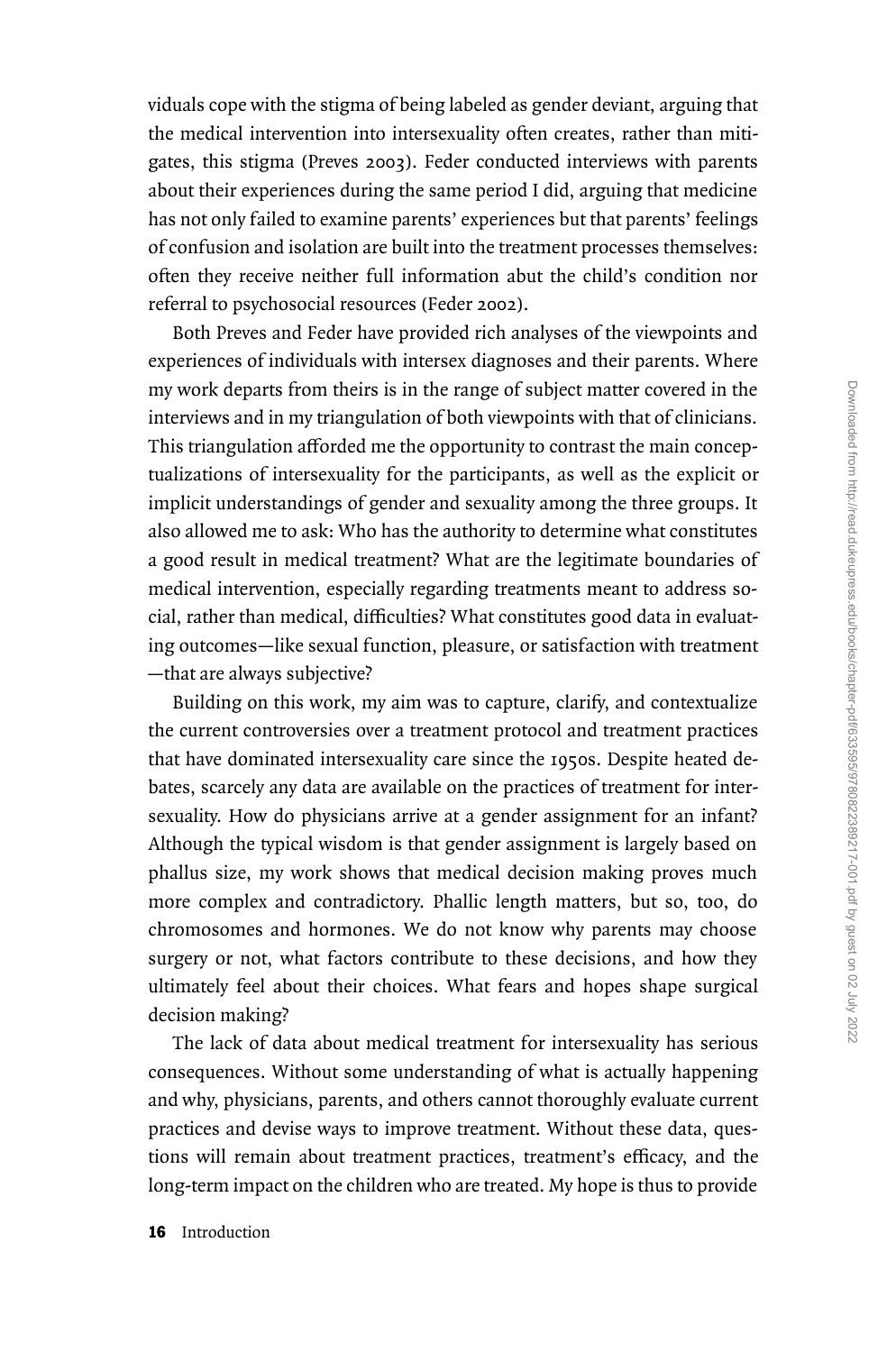viduals cope with the stigma of being labeled as gender deviant, arguing that the medical intervention into intersexuality often creates, rather than mitigates, this stigma (Preves 2003). Feder conducted interviews with parents about their experiences during the same period I did, arguing that medicine has not only failed to examine parents' experiences but that parents' feelings of confusion and isolation are built into the treatment processes themselves: often they receive neither full information abut the child's condition nor referral to psychosocial resources (Feder 2002).

Both Preves and Feder have provided rich analyses of the viewpoints and experiences of individuals with intersex diagnoses and their parents. Where my work departs from theirs is in the range of subject matter covered in the interviews and in my triangulation of both viewpoints with that of clinicians. This triangulation afforded me the opportunity to contrast the main conceptualizations of intersexuality for the participants, as well as the explicit or implicit understandings of gender and sexuality among the three groups. It also allowed me to ask: Who has the authority to determine what constitutes a good result in medical treatment? What are the legitimate boundaries of medical intervention, especially regarding treatments meant to address social, rather than medical, difficulties? What constitutes good data in evaluating outcomes—like sexual function, pleasure, or satisfaction with treatment—that are always subjective?

Building on this work, my aim was to capture, clarify, and contextualize the current controversies over a treatment protocol and treatment practices that have dominated intersexuality care since the 1950s. Despite heated debates, scarcely any data are available on the practices of treatment for intersexuality. How do physicians arrive at a gender assignment for an infant? Although the typical wisdom is that gender assignment is largely based on phallus size, my work shows that medical decision making proves much more complex and contradictory. Phallic length matters, but so, too, do chromosomes and hormones. We do not know why parents may choose surgery or not, what factors contribute to these decisions, and how they ultimately feel about their choices. What fears and hopes shape surgical decision making?

The lack of data about medical treatment for intersexuality has serious consequences. Without some understanding of what is actually happening and why, physicians, parents, and others cannot thoroughly evaluate current practices and devise ways to improve treatment. Without these data, questions will remain about treatment practices, treatment's efficacy, and the long-term impact on the children who are treated. My hope is thus to provide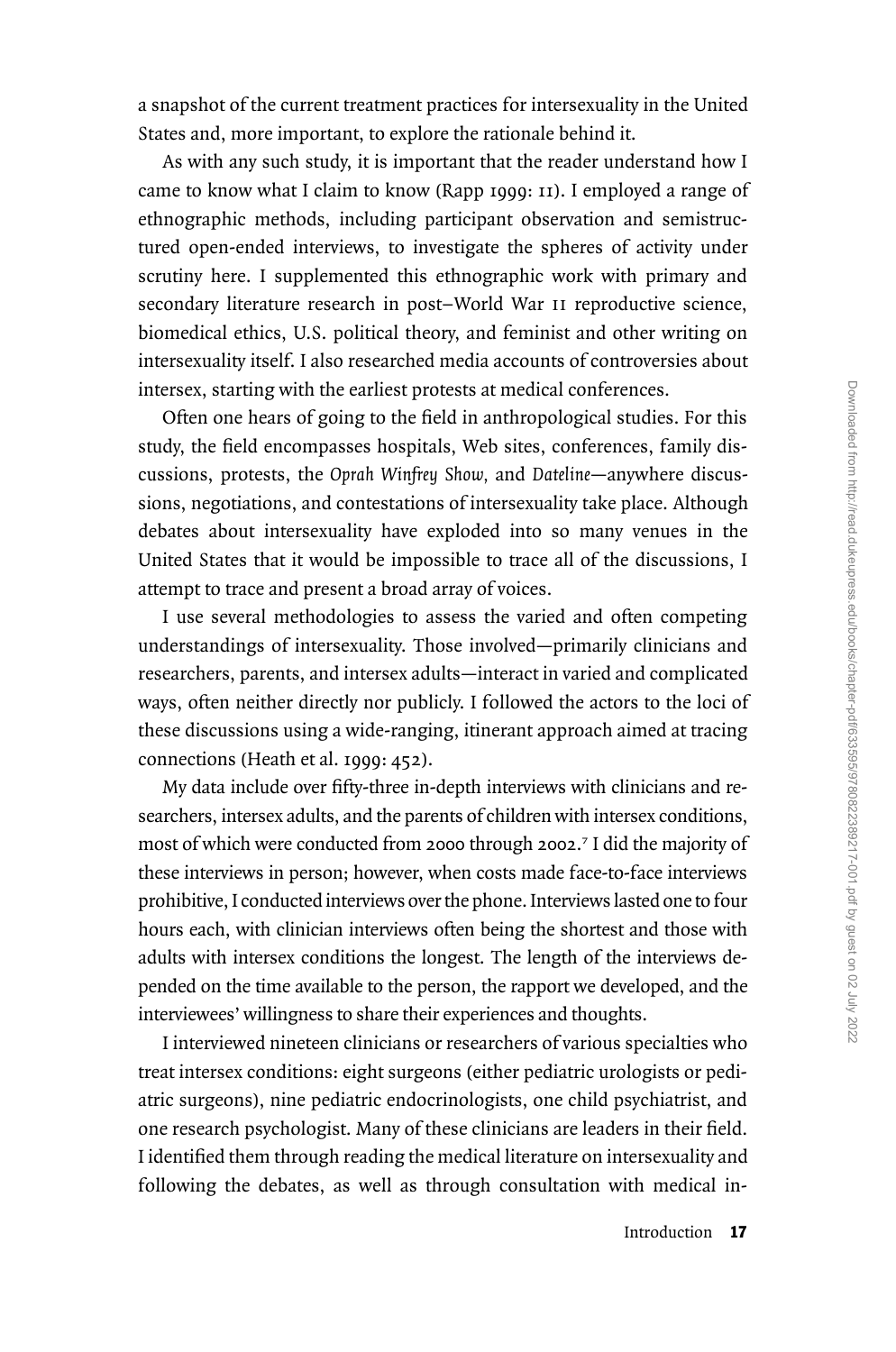a snapshot of the current treatment practices for intersexuality in the United States and, more important, to explore the rationale behind it.

As with any such study, it is important that the reader understand how I came to know what I claim to know (Rapp 1999: 11). I employed a range of ethnographic methods, including participant observation and semistructured open-ended interviews, to investigate the spheres of activity under scrutiny here. I supplemented this ethnographic work with primary and secondary literature research in post–World War II reproductive science, biomedical ethics, U.S. political theory, and feminist and other writing on intersexuality itself. I also researched media accounts of controversies about intersex, starting with the earliest protests at medical conferences.

Often one hears of going to the field in anthropological studies. For this study, the field encompasses hospitals, Web sites, conferences, family discussions, protests, the *Oprah Winfrey Show,* and *Dateline*—anywhere discussions, negotiations, and contestations of intersexuality take place. Although debates about intersexuality have exploded into so many venues in the United States that it would be impossible to trace all of the discussions, I attempt to trace and present a broad array of voices.

I use several methodologies to assess the varied and often competing understandings of intersexuality. Those involved—primarily clinicians and researchers, parents, and intersex adults—interact in varied and complicated ways, often neither directly nor publicly. I followed the actors to the loci of these discussions using a wide-ranging, itinerant approach aimed at tracing connections (Heath et al. 1999: 452).

My data include over fifty-three in-depth interviews with clinicians and researchers, intersex adults, and the parents of children with intersex conditions, most of which were conducted from 2000 through 2002.[7] I did the majority of these interviews in person; however, when costs made face-to-face interviews prohibitive, I conducted interviews over the phone. Interviews lasted one to four hours each, with clinician interviews often being the shortest and those with adults with intersex conditions the longest. The length of the interviews depended on the time available to the person, the rapport we developed, and the interviewees' willingness to share their experiences and thoughts.

I interviewed nineteen clinicians or researchers of various specialties who treat intersex conditions: eight surgeons (either pediatric urologists or pediatric surgeons), nine pediatric endocrinologists, one child psychiatrist, and one research psychologist. Many of these clinicians are leaders in their field. I identified them through reading the medical literature on intersexuality and following the debates, as well as through consultation with medical in-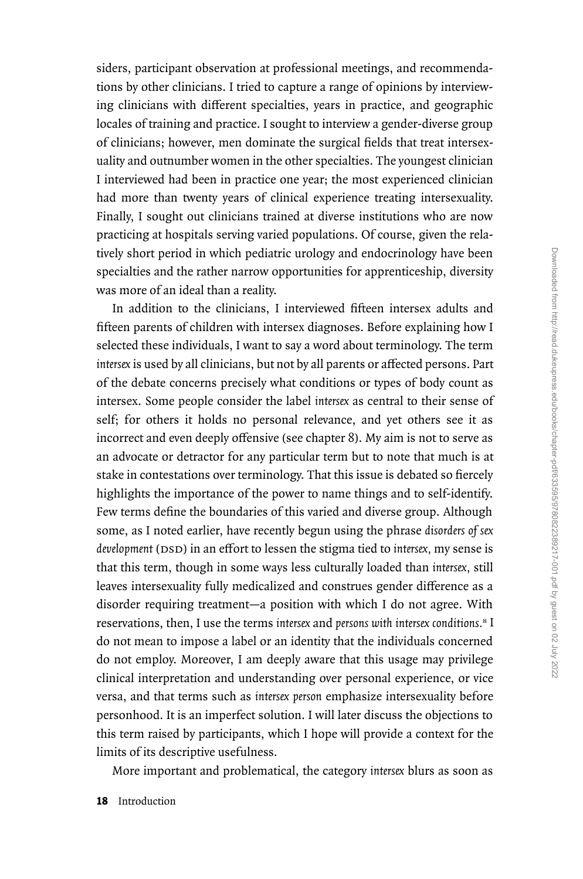siders, participant observation at professional meetings, and recommendations by other clinicians. I tried to capture a range of opinions by interviewing clinicians with different specialties, years in practice, and geographic locales of training and practice. I sought to interview a gender-diverse group of clinicians; however, men dominate the surgical fields that treat intersexuality and outnumber women in the other specialties. The youngest clinician I interviewed had been in practice one year; the most experienced clinician had more than twenty years of clinical experience treating intersexuality. Finally, I sought out clinicians trained at diverse institutions who are now practicing at hospitals serving varied populations. Of course, given the relatively short period in which pediatric urology and endocrinology have been specialties and the rather narrow opportunities for apprenticeship, diversity was more of an ideal than a reality.

In addition to the clinicians, I interviewed fifteen intersex adults and fifteen parents of children with intersex diagnoses. Before explaining how I selected these individuals, I want to say a word about terminology. The term *intersex* is used by all clinicians, but not by all parents or affected persons. Part of the debate concerns precisely what conditions or types of body count as intersex. Some people consider the label *intersex* as central to their sense of self; for others it holds no personal relevance, and yet others see it as incorrect and even deeply offensive (see chapter 8). My aim is not to serve as an advocate or detractor for any particular term but to note that much is at stake in contestations over terminology. That this issue is debated so fiercely highlights the importance of the power to name things and to self-identify. Few terms define the boundaries of this varied and diverse group. Although some, as I noted earlier, have recently begun using the phrase *disorders of sex development* (DSD) in an effort to lessen the stigma tied to *intersex*, my sense is that this term, though in some ways less culturally loaded than *intersex*, still leaves intersexuality fully medicalized and construes gender difference as a disorder requiring treatment—a position with which I do not agree. With reservations, then, I use the terms *intersex* and *persons with intersex conditions*.[8] I do not mean to impose a label or an identity that the individuals concerned do not employ. Moreover, I am deeply aware that this usage may privilege clinical interpretation and understanding over personal experience, or vice versa, and that terms such as *intersex person* emphasize intersexuality before personhood. It is an imperfect solution. I will later discuss the objections to this term raised by participants, which I hope will provide a context for the limits of its descriptive usefulness.

More important and problematical, the category *intersex* blurs as soon as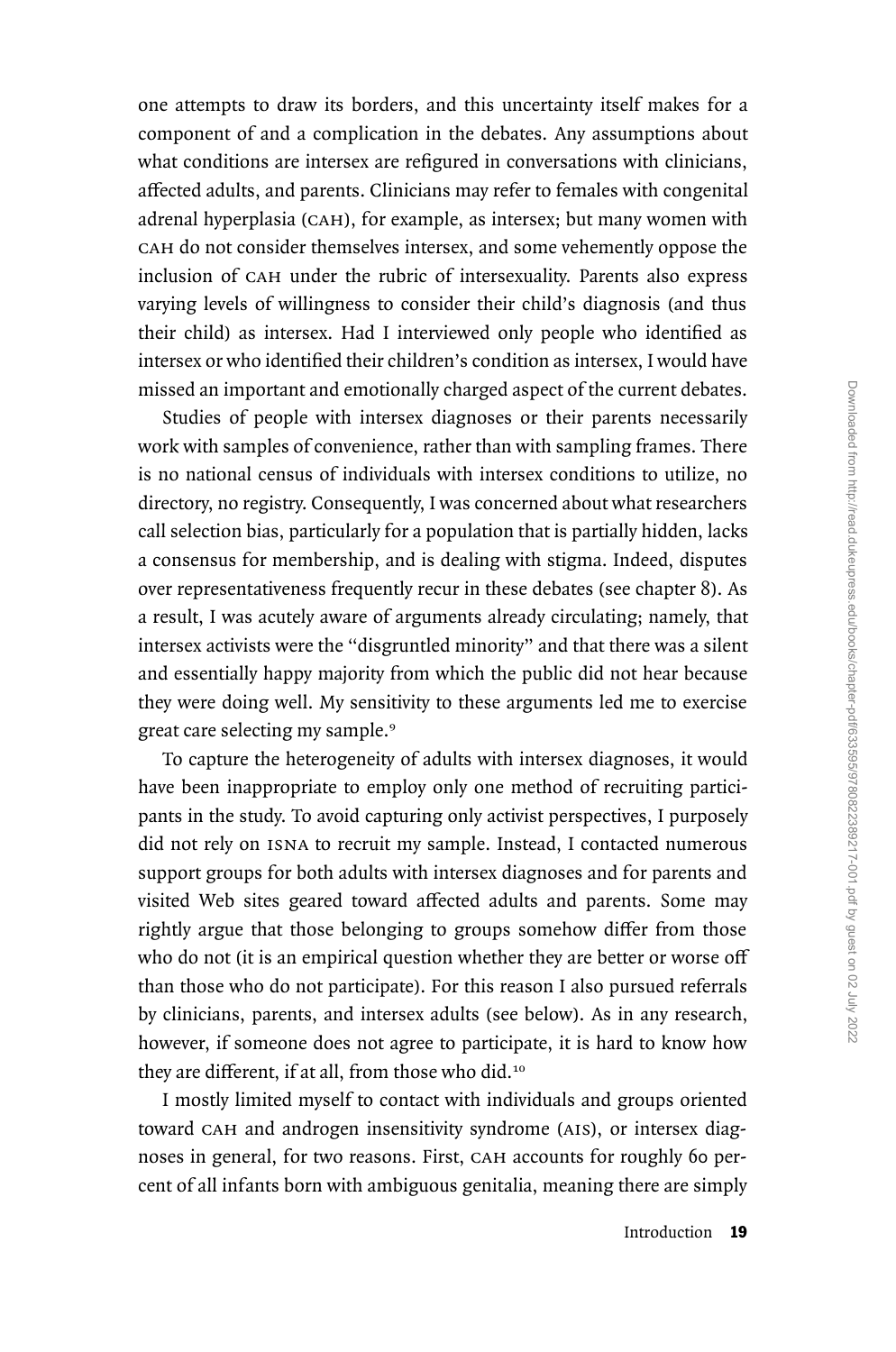one attempts to draw its borders, and this uncertainty itself makes for a component of and a complication in the debates. Any assumptions about what conditions are intersex are refigured in conversations with clinicians, affected adults, and parents. Clinicians may refer to females with congenital adrenal hyperplasia (CAH), for example, as intersex; but many women with CAH do not consider themselves intersex, and some vehemently oppose the inclusion of CAH under the rubric of intersexuality. Parents also express varying levels of willingness to consider their child's diagnosis (and thus their child) as intersex. Had I interviewed only people who identified as intersex or who identified their children's condition as intersex, I would have missed an important and emotionally charged aspect of the current debates.

Studies of people with intersex diagnoses or their parents necessarily work with samples of convenience, rather than with sampling frames. There is no national census of individuals with intersex conditions to utilize, no directory, no registry. Consequently, I was concerned about what researchers call selection bias, particularly for a population that is partially hidden, lacks a consensus for membership, and is dealing with stigma. Indeed, disputes over representativeness frequently recur in these debates (see chapter 8). As a result, I was acutely aware of arguments already circulating; namely, that intersex activists were the "disgruntled minority" and that there was a silent and essentially happy majority from which the public did not hear because they were doing well. My sensitivity to these arguments led me to exercise great care selecting my sample.[9]

To capture the heterogeneity of adults with intersex diagnoses, it would have been inappropriate to employ only one method of recruiting participants in the study. To avoid capturing only activist perspectives, I purposely did not rely on ISNA to recruit my sample. Instead, I contacted numerous support groups for both adults with intersex diagnoses and for parents and visited Web sites geared toward affected adults and parents. Some may rightly argue that those belonging to groups somehow differ from those who do not (it is an empirical question whether they are better or worse off than those who do not participate). For this reason I also pursued referrals by clinicians, parents, and intersex adults (see below). As in any research, however, if someone does not agree to participate, it is hard to know how they are different, if at all, from those who did.[10]

I mostly limited myself to contact with individuals and groups oriented toward CAH and androgen insensitivity syndrome (AIS), or intersex diagnoses in general, for two reasons. First, CAH accounts for roughly 60 percent of all infants born with ambiguous genitalia, meaning there are simply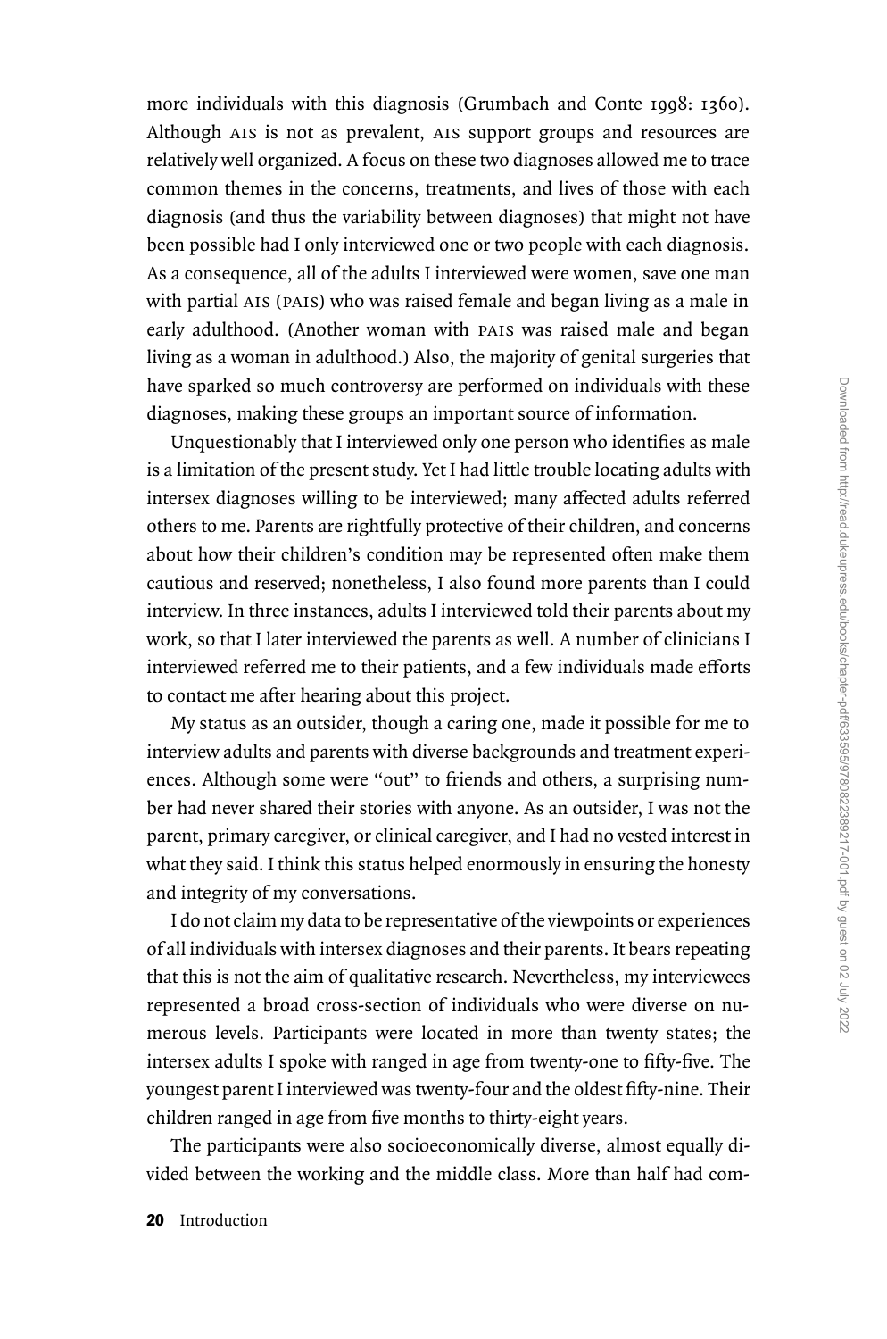more individuals with this diagnosis (Grumbach and Conte 1998: 1360). Although AIS is not as prevalent, AIS support groups and resources are relatively well organized. A focus on these two diagnoses allowed me to trace common themes in the concerns, treatments, and lives of those with each diagnosis (and thus the variability between diagnoses) that might not have been possible had I only interviewed one or two people with each diagnosis. As a consequence, all of the adults I interviewed were women, save one man with partial AIS (PAIS) who was raised female and began living as a male in early adulthood. (Another woman with PAIS was raised male and began living as a woman in adulthood.) Also, the majority of genital surgeries that have sparked so much controversy are performed on individuals with these diagnoses, making these groups an important source of information.

Unquestionably that I interviewed only one person who identifies as male is a limitation of the present study. Yet I had little trouble locating adults with intersex diagnoses willing to be interviewed; many affected adults referred others to me. Parents are rightfully protective of their children, and concerns about how their children's condition may be represented often make them cautious and reserved; nonetheless, I also found more parents than I could interview. In three instances, adults I interviewed told their parents about my work, so that I later interviewed the parents as well. A number of clinicians I interviewed referred me to their patients, and a few individuals made efforts to contact me after hearing about this project.

My status as an outsider, though a caring one, made it possible for me to interview adults and parents with diverse backgrounds and treatment experiences. Although some were "out" to friends and others, a surprising number had never shared their stories with anyone. As an outsider, I was not the parent, primary caregiver, or clinical caregiver, and I had no vested interest in what they said. I think this status helped enormously in ensuring the honesty and integrity of my conversations.

I do not claim my data to be representative of the viewpoints or experiences of all individuals with intersex diagnoses and their parents. It bears repeating that this is not the aim of qualitative research. Nevertheless, my interviewees represented a broad cross-section of individuals who were diverse on numerous levels. Participants were located in more than twenty states; the intersex adults I spoke with ranged in age from twenty-one to fifty-five. The youngest parent I interviewed was twenty-four and the oldest fifty-nine. Their children ranged in age from five months to thirty-eight years.

The participants were also socioeconomically diverse, almost equally divided between the working and the middle class. More than half had com-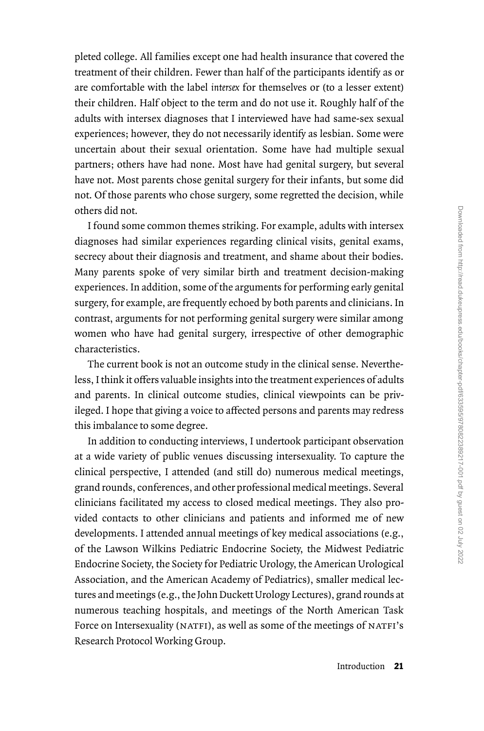pleted college. All families except one had health insurance that covered the treatment of their children. Fewer than half of the participants identify as or are comfortable with the label *intersex* for themselves or (to a lesser extent) their children. Half object to the term and do not use it. Roughly half of the adults with intersex diagnoses that I interviewed have had same-sex sexual experiences; however, they do not necessarily identify as lesbian. Some were uncertain about their sexual orientation. Some have had multiple sexual partners; others have had none. Most have had genital surgery, but several have not. Most parents chose genital surgery for their infants, but some did not. Of those parents who chose surgery, some regretted the decision, while others did not.

I found some common themes striking. For example, adults with intersex diagnoses had similar experiences regarding clinical visits, genital exams, secrecy about their diagnosis and treatment, and shame about their bodies. Many parents spoke of very similar birth and treatment decision-making experiences. In addition, some of the arguments for performing early genital surgery, for example, are frequently echoed by both parents and clinicians. In contrast, arguments for not performing genital surgery were similar among women who have had genital surgery, irrespective of other demographic characteristics.

The current book is not an outcome study in the clinical sense. Nevertheless, I think it offers valuable insights into the treatment experiences of adults and parents. In clinical outcome studies, clinical viewpoints can be privileged. I hope that giving a voice to affected persons and parents may redress this imbalance to some degree.

In addition to conducting interviews, I undertook participant observation at a wide variety of public venues discussing intersexuality. To capture the clinical perspective, I attended (and still do) numerous medical meetings, grand rounds, conferences, and other professional medical meetings. Several clinicians facilitated my access to closed medical meetings. They also provided contacts to other clinicians and patients and informed me of new developments. I attended annual meetings of key medical associations (e.g., of the Lawson Wilkins Pediatric Endocrine Society, the Midwest Pediatric Endocrine Society, the Society for Pediatric Urology, the American Urological Association, and the American Academy of Pediatrics), smaller medical lectures and meetings (e.g., the John Duckett Urology Lectures), grand rounds at numerous teaching hospitals, and meetings of the North American Task Force on Intersexuality (NATFI), as well as some of the meetings of NATFI's Research Protocol Working Group.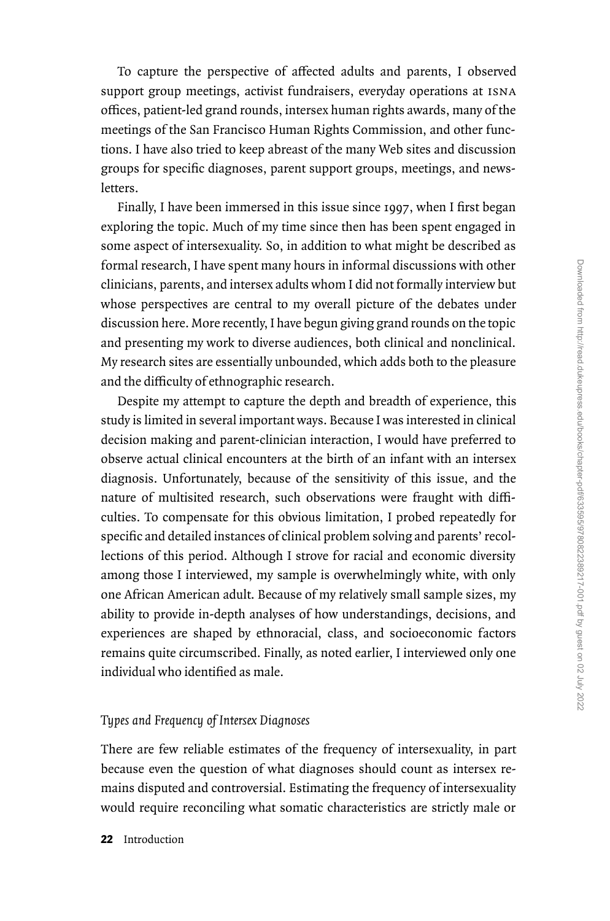To capture the perspective of affected adults and parents, I observed support group meetings, activist fundraisers, everyday operations at ISNA offices, patient-led grand rounds, intersex human rights awards, many of the meetings of the San Francisco Human Rights Commission, and other functions. I have also tried to keep abreast of the many Web sites and discussion groups for specific diagnoses, parent support groups, meetings, and newsletters.

Finally, I have been immersed in this issue since 1997, when I first began exploring the topic. Much of my time since then has been spent engaged in some aspect of intersexuality. So, in addition to what might be described as formal research, I have spent many hours in informal discussions with other clinicians, parents, and intersex adults whom I did not formally interview but whose perspectives are central to my overall picture of the debates under discussion here. More recently, I have begun giving grand rounds on the topic and presenting my work to diverse audiences, both clinical and nonclinical. My research sites are essentially unbounded, which adds both to the pleasure and the difficulty of ethnographic research.

Despite my attempt to capture the depth and breadth of experience, this study is limited in several important ways. Because I was interested in clinical decision making and parent-clinician interaction, I would have preferred to observe actual clinical encounters at the birth of an infant with an intersex diagnosis. Unfortunately, because of the sensitivity of this issue, and the nature of multisited research, such observations were fraught with difficulties. To compensate for this obvious limitation, I probed repeatedly for specific and detailed instances of clinical problem solving and parents' recollections of this period. Although I strove for racial and economic diversity among those I interviewed, my sample is overwhelmingly white, with only one African American adult. Because of my relatively small sample sizes, my ability to provide in-depth analyses of how understandings, decisions, and experiences are shaped by ethnoracial, class, and socioeconomic factors remains quite circumscribed. Finally, as noted earlier, I interviewed only one individual who identified as male.

### *Types and Frequency of Intersex Diagnoses*

There are few reliable estimates of the frequency of intersexuality, in part because even the question of what diagnoses should count as intersex remains disputed and controversial. Estimating the frequency of intersexuality would require reconciling what somatic characteristics are strictly male or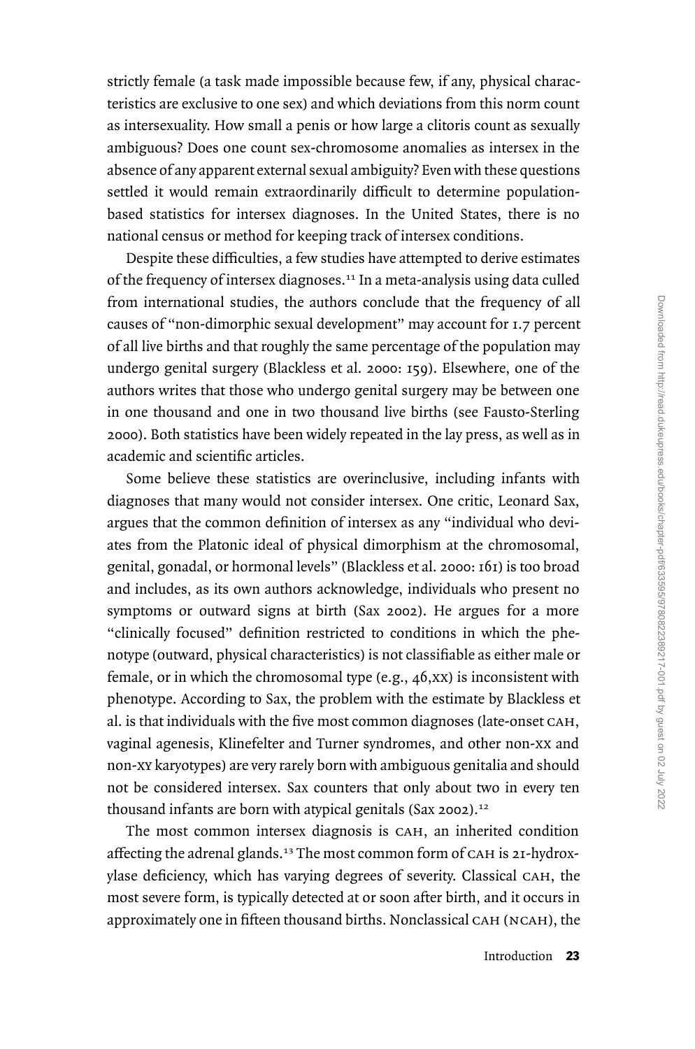strictly female (a task made impossible because few, if any, physical characteristics are exclusive to one sex) and which deviations from this norm count as intersexuality. How small a penis or how large a clitoris count as sexually ambiguous? Does one count sex-chromosome anomalies as intersex in the absence of any apparent external sexual ambiguity? Even with these questions settled it would remain extraordinarily difficult to determine population-based statistics for intersex diagnoses. In the United States, there is no national census or method for keeping track of intersex conditions.

Despite these difficulties, a few studies have attempted to derive estimates of the frequency of intersex diagnoses.[11] In a meta-analysis using data culled from international studies, the authors conclude that the frequency of all causes of "non-dimorphic sexual development" may account for 1.7 percent of all live births and that roughly the same percentage of the population may undergo genital surgery (Blackless et al. 2000: 159). Elsewhere, one of the authors writes that those who undergo genital surgery may be between one in one thousand and one in two thousand live births (see Fausto-Sterling 2000). Both statistics have been widely repeated in the lay press, as well as in academic and scientific articles.

Some believe these statistics are overinclusive, including infants with diagnoses that many would not consider intersex. One critic, Leonard Sax, argues that the common definition of intersex as any "individual who deviates from the Platonic ideal of physical dimorphism at the chromosomal, genital, gonadal, or hormonal levels" (Blackless et al. 2000: 161) is too broad and includes, as its own authors acknowledge, individuals who present no symptoms or outward signs at birth (Sax 2002). He argues for a more "clinically focused" definition restricted to conditions in which the phenotype (outward, physical characteristics) is not classifiable as either male or female, or in which the chromosomal type (e.g., 46,XX) is inconsistent with phenotype. According to Sax, the problem with the estimate by Blackless et al. is that individuals with the five most common diagnoses (late-onset CAH, vaginal agenesis, Klinefelter and Turner syndromes, and other non-XX and non-XY karyotypes) are very rarely born with ambiguous genitalia and should not be considered intersex. Sax counters that only about two in every ten thousand infants are born with atypical genitals (Sax 2002).[12]

The most common intersex diagnosis is CAH, an inherited condition affecting the adrenal glands.[13] The most common form of CAH is 21-hydroxylase deficiency, which has varying degrees of severity. Classical CAH, the most severe form, is typically detected at or soon after birth, and it occurs in approximately one in fifteen thousand births. Nonclassical CAH (NCAH), the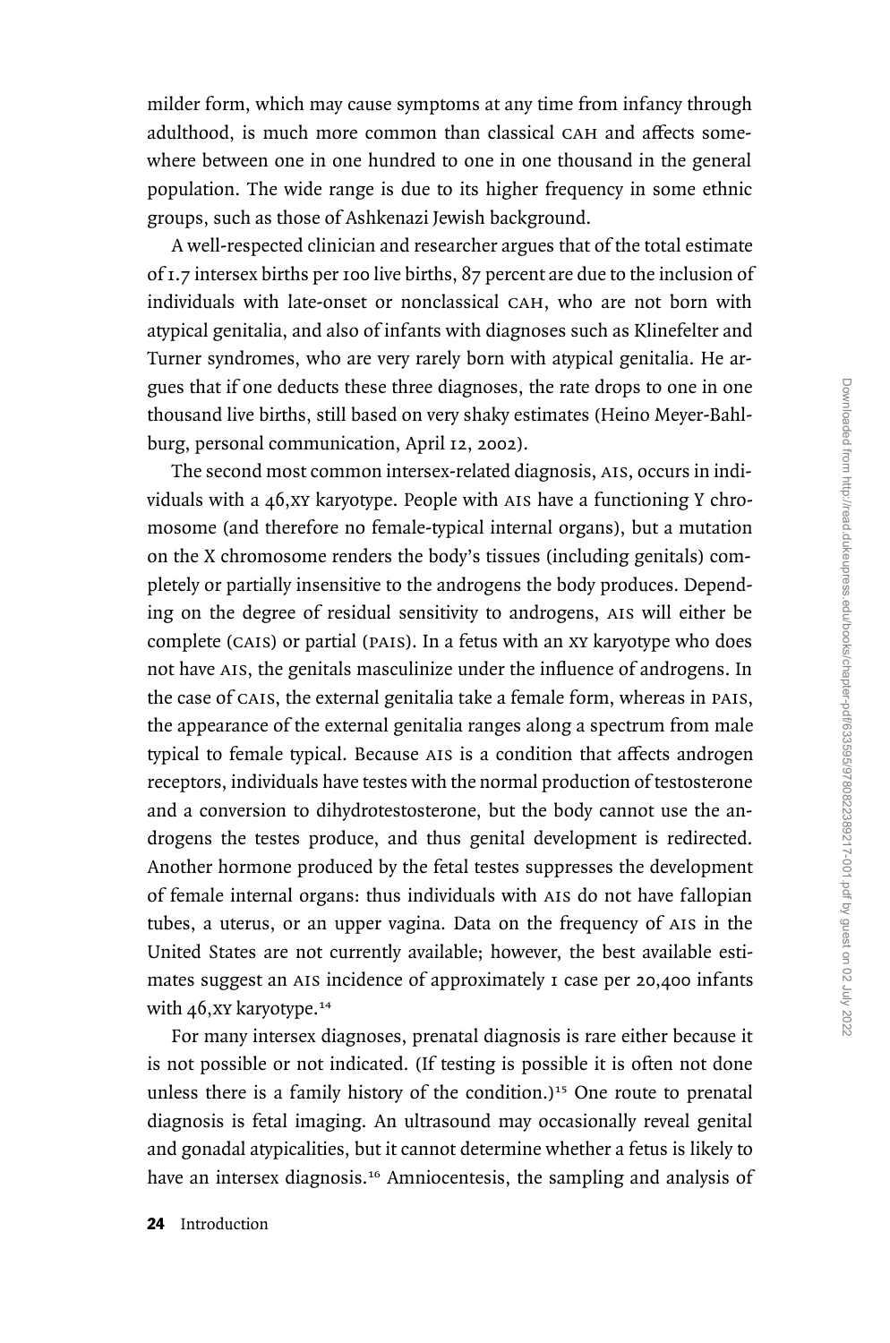milder form, which may cause symptoms at any time from infancy through adulthood, is much more common than classical CAH and affects somewhere between one in one hundred to one in one thousand in the general population. The wide range is due to its higher frequency in some ethnic groups, such as those of Ashkenazi Jewish background.

A well-respected clinician and researcher argues that of the total estimate of 1.7 intersex births per 100 live births, 87 percent are due to the inclusion of individuals with late-onset or nonclassical CAH, who are not born with atypical genitalia, and also of infants with diagnoses such as Klinefelter and Turner syndromes, who are very rarely born with atypical genitalia. He argues that if one deducts these three diagnoses, the rate drops to one in one thousand live births, still based on very shaky estimates (Heino Meyer-Bahlburg, personal communication, April 12, 2002).

The second most common intersex-related diagnosis, AIS, occurs in individuals with a 46,XY karyotype. People with AIS have a functioning Y chromosome (and therefore no female-typical internal organs), but a mutation on the X chromosome renders the body's tissues (including genitals) completely or partially insensitive to the androgens the body produces. Depending on the degree of residual sensitivity to androgens, AIS will either be complete (CAIS) or partial (PAIS). In a fetus with an XY karyotype who does not have AIS, the genitals masculinize under the influence of androgens. In the case of CAIS, the external genitalia take a female form, whereas in PAIS, the appearance of the external genitalia ranges along a spectrum from male typical to female typical. Because AIS is a condition that affects androgen receptors, individuals have testes with the normal production of testosterone and a conversion to dihydrotestosterone, but the body cannot use the androgens the testes produce, and thus genital development is redirected. Another hormone produced by the fetal testes suppresses the development of female internal organs: thus individuals with AIS do not have fallopian tubes, a uterus, or an upper vagina. Data on the frequency of AIS in the United States are not currently available; however, the best available estimates suggest an AIS incidence of approximately 1 case per 20,400 infants with 46,XY karyotype.[14]

For many intersex diagnoses, prenatal diagnosis is rare either because it is not possible or not indicated. (If testing is possible it is often not done unless there is a family history of the condition.)[15] One route to prenatal diagnosis is fetal imaging. An ultrasound may occasionally reveal genital and gonadal atypicalities, but it cannot determine whether a fetus is likely to have an intersex diagnosis.[16] Amniocentesis, the sampling and analysis of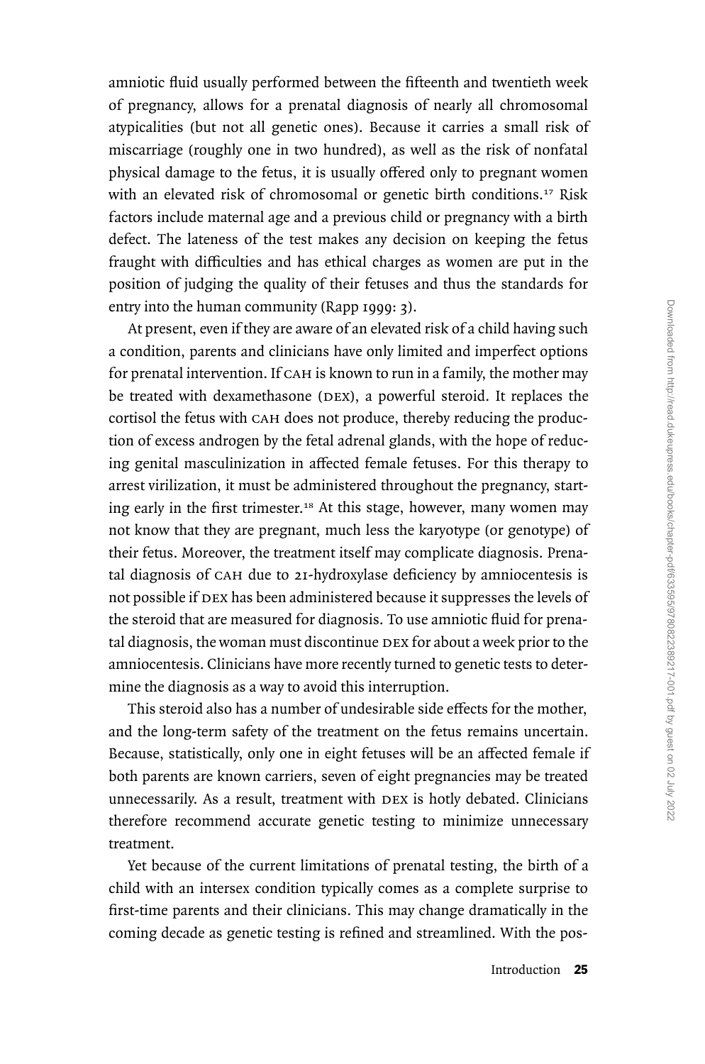amniotic fluid usually performed between the fifteenth and twentieth week of pregnancy, allows for a prenatal diagnosis of nearly all chromosomal atypicalities (but not all genetic ones). Because it carries a small risk of miscarriage (roughly one in two hundred), as well as the risk of nonfatal physical damage to the fetus, it is usually offered only to pregnant women with an elevated risk of chromosomal or genetic birth conditions.[17] Risk factors include maternal age and a previous child or pregnancy with a birth defect. The lateness of the test makes any decision on keeping the fetus fraught with difficulties and has ethical charges as women are put in the position of judging the quality of their fetuses and thus the standards for entry into the human community (Rapp 1999: 3).

At present, even if they are aware of an elevated risk of a child having such a condition, parents and clinicians have only limited and imperfect options for prenatal intervention. If CAH is known to run in a family, the mother may be treated with dexamethasone (DEX), a powerful steroid. It replaces the cortisol the fetus with CAH does not produce, thereby reducing the production of excess androgen by the fetal adrenal glands, with the hope of reducing genital masculinization in affected female fetuses. For this therapy to arrest virilization, it must be administered throughout the pregnancy, starting early in the first trimester.[18] At this stage, however, many women may not know that they are pregnant, much less the karyotype (or genotype) of their fetus. Moreover, the treatment itself may complicate diagnosis. Prenatal diagnosis of CAH due to 21-hydroxylase deficiency by amniocentesis is not possible if DEX has been administered because it suppresses the levels of the steroid that are measured for diagnosis. To use amniotic fluid for prenatal diagnosis, the woman must discontinue DEX for about a week prior to the amniocentesis. Clinicians have more recently turned to genetic tests to determine the diagnosis as a way to avoid this interruption.

This steroid also has a number of undesirable side effects for the mother, and the long-term safety of the treatment on the fetus remains uncertain. Because, statistically, only one in eight fetuses will be an affected female if both parents are known carriers, seven of eight pregnancies may be treated unnecessarily. As a result, treatment with DEX is hotly debated. Clinicians therefore recommend accurate genetic testing to minimize unnecessary treatment.

Yet because of the current limitations of prenatal testing, the birth of a child with an intersex condition typically comes as a complete surprise to first-time parents and their clinicians. This may change dramatically in the coming decade as genetic testing is refined and streamlined. With the pos-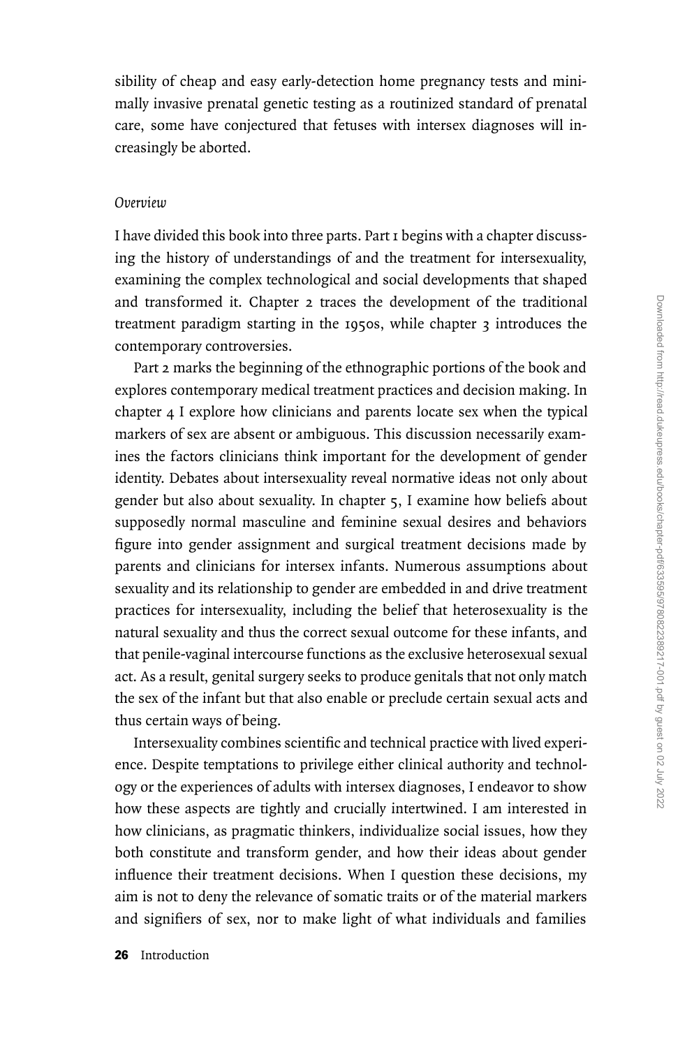sibility of cheap and easy early-detection home pregnancy tests and minimally invasive prenatal genetic testing as a routinized standard of prenatal care, some have conjectured that fetuses with intersex diagnoses will increasingly be aborted.

### *Overview*

I have divided this book into three parts. Part 1 begins with a chapter discussing the history of understandings of and the treatment for intersexuality, examining the complex technological and social developments that shaped and transformed it. Chapter 2 traces the development of the traditional treatment paradigm starting in the 1950s, while chapter 3 introduces the contemporary controversies.

Part 2 marks the beginning of the ethnographic portions of the book and explores contemporary medical treatment practices and decision making. In chapter 4 I explore how clinicians and parents locate sex when the typical markers of sex are absent or ambiguous. This discussion necessarily examines the factors clinicians think important for the development of gender identity. Debates about intersexuality reveal normative ideas not only about gender but also about sexuality. In chapter 5, I examine how beliefs about supposedly normal masculine and feminine sexual desires and behaviors figure into gender assignment and surgical treatment decisions made by parents and clinicians for intersex infants. Numerous assumptions about sexuality and its relationship to gender are embedded in and drive treatment practices for intersexuality, including the belief that heterosexuality is the natural sexuality and thus the correct sexual outcome for these infants, and that penile-vaginal intercourse functions as the exclusive heterosexual sexual act. As a result, genital surgery seeks to produce genitals that not only match the sex of the infant but that also enable or preclude certain sexual acts and thus certain ways of being.

Intersexuality combines scientific and technical practice with lived experience. Despite temptations to privilege either clinical authority and technology or the experiences of adults with intersex diagnoses, I endeavor to show how these aspects are tightly and crucially intertwined. I am interested in how clinicians, as pragmatic thinkers, individualize social issues, how they both constitute and transform gender, and how their ideas about gender influence their treatment decisions. When I question these decisions, my aim is not to deny the relevance of somatic traits or of the material markers and signifiers of sex, nor to make light of what individuals and families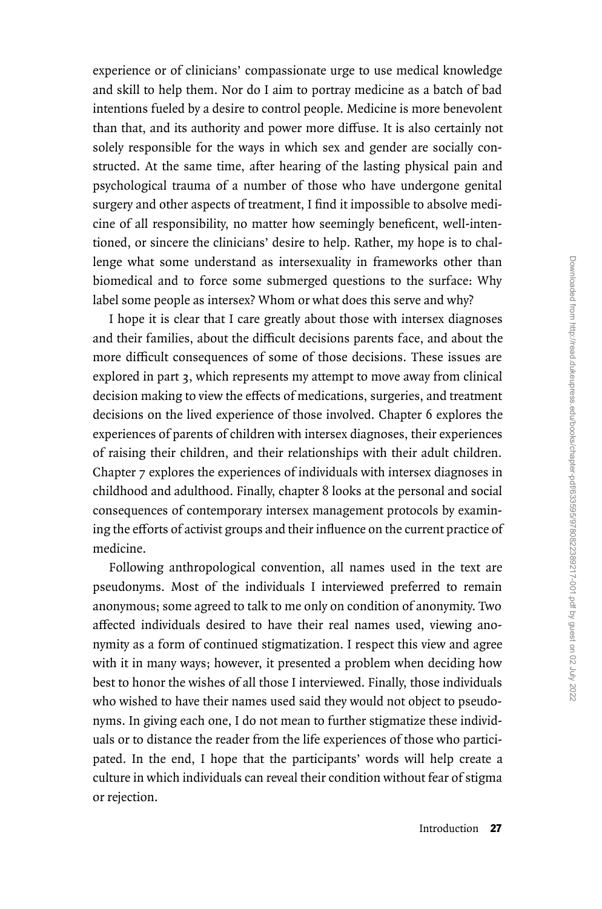experience or of clinicians' compassionate urge to use medical knowledge and skill to help them. Nor do I aim to portray medicine as a batch of bad intentions fueled by a desire to control people. Medicine is more benevolent than that, and its authority and power more diffuse. It is also certainly not solely responsible for the ways in which sex and gender are socially constructed. At the same time, after hearing of the lasting physical pain and psychological trauma of a number of those who have undergone genital surgery and other aspects of treatment, I find it impossible to absolve medicine of all responsibility, no matter how seemingly beneficent, well-intentioned, or sincere the clinicians' desire to help. Rather, my hope is to challenge what some understand as intersexuality in frameworks other than biomedical and to force some submerged questions to the surface: Why label some people as intersex? Whom or what does this serve and why?

I hope it is clear that I care greatly about those with intersex diagnoses and their families, about the difficult decisions parents face, and about the more difficult consequences of some of those decisions. These issues are explored in part 3, which represents my attempt to move away from clinical decision making to view the effects of medications, surgeries, and treatment decisions on the lived experience of those involved. Chapter 6 explores the experiences of parents of children with intersex diagnoses, their experiences of raising their children, and their relationships with their adult children. Chapter 7 explores the experiences of individuals with intersex diagnoses in childhood and adulthood. Finally, chapter 8 looks at the personal and social consequences of contemporary intersex management protocols by examining the efforts of activist groups and their influence on the current practice of medicine.

Following anthropological convention, all names used in the text are pseudonyms. Most of the individuals I interviewed preferred to remain anonymous; some agreed to talk to me only on condition of anonymity. Two affected individuals desired to have their real names used, viewing anonymity as a form of continued stigmatization. I respect this view and agree with it in many ways; however, it presented a problem when deciding how best to honor the wishes of all those I interviewed. Finally, those individuals who wished to have their names used said they would not object to pseudonyms. In giving each one, I do not mean to further stigmatize these individuals or to distance the reader from the life experiences of those who participated. In the end, I hope that the participants' words will help create a culture in which individuals can reveal their condition without fear of stigma or rejection.